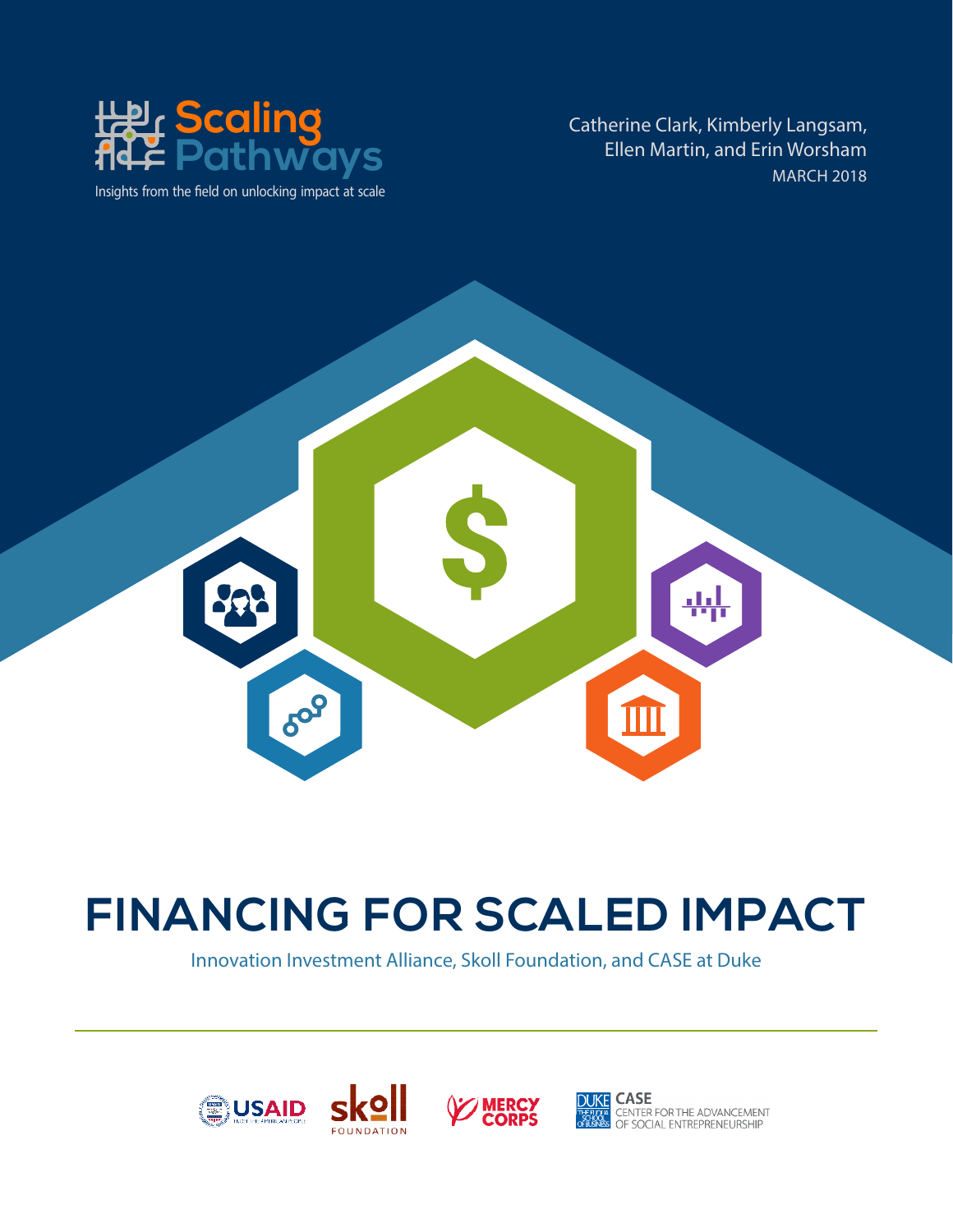Scaling Pathways

Insights from the field on unlocking impact at scale

Catherine Clark, Kimberly Langsam, Ellen Martin, and Erin Worsham

MARCH 2018

# FINANCING FOR SCALED IMPACT

Innovation Investment Alliance, Skoll Foundation, and CASE at Duke

USAID | Skoll Foundation | Mercy Corps | Duke CASE Center for the Advancement of Social Entrepreneurship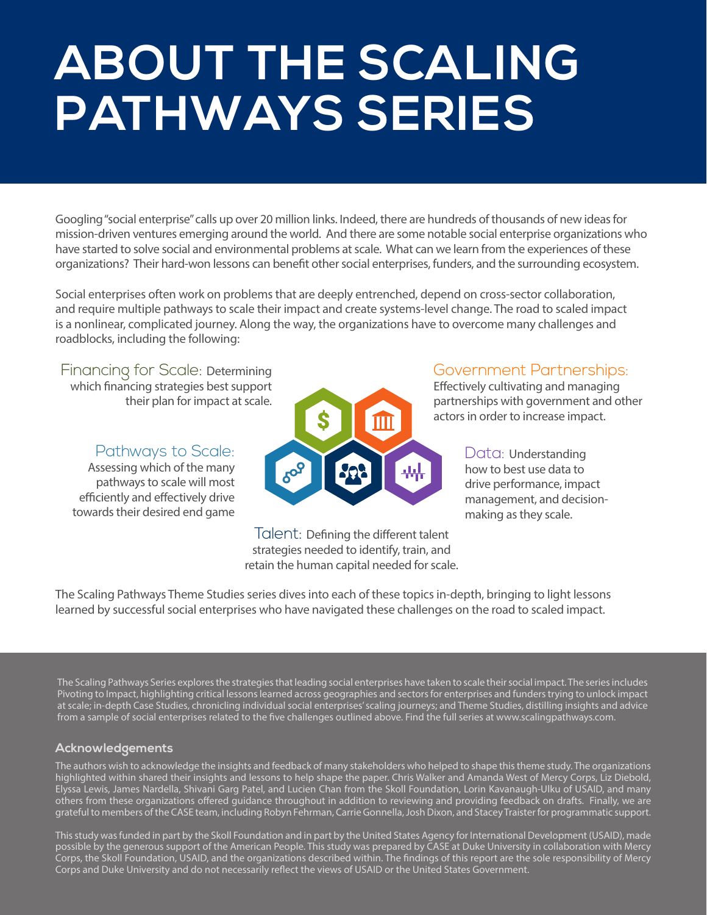# ABOUT THE SCALING PATHWAYS SERIES

Googling "social enterprise" calls up over 20 million links. Indeed, there are hundreds of thousands of new ideas for mission-driven ventures emerging around the world. And there are some notable social enterprise organizations who have started to solve social and environmental problems at scale. What can we learn from the experiences of these organizations? Their hard-won lessons can benefit other social enterprises, funders, and the surrounding ecosystem.

Social enterprises often work on problems that are deeply entrenched, depend on cross-sector collaboration, and require multiple pathways to scale their impact and create systems-level change. The road to scaled impact is a nonlinear, complicated journey. Along the way, the organizations have to overcome many challenges and roadblocks, including the following:

**Financing for Scale:** Determining which financing strategies best support their plan for impact at scale.

**Government Partnerships:** Effectively cultivating and managing partnerships with government and other actors in order to increase impact.

**Pathways to Scale:** Assessing which of the many pathways to scale will most efficiently and effectively drive towards their desired end game

**Data:** Understanding how to best use data to drive performance, impact management, and decision-making as they scale.

**Talent:** Defining the different talent strategies needed to identify, train, and retain the human capital needed for scale.

The Scaling Pathways Theme Studies series dives into each of these topics in-depth, bringing to light lessons learned by successful social enterprises who have navigated these challenges on the road to scaled impact.

The Scaling Pathways Series explores the strategies that leading social enterprises have taken to scale their social impact. The series includes Pivoting to Impact, highlighting critical lessons learned across geographies and sectors for enterprises and funders trying to unlock impact at scale; in-depth Case Studies, chronicling individual social enterprises' scaling journeys; and Theme Studies, distilling insights and advice from a sample of social enterprises related to the five challenges outlined above. Find the full series at www.scalingpathways.com.

### Acknowledgements

The authors wish to acknowledge the insights and feedback of many stakeholders who helped to shape this theme study. The organizations highlighted within shared their insights and lessons to help shape the paper. Chris Walker and Amanda West of Mercy Corps, Liz Diebold, Elyssa Lewis, James Nardella, Shivani Garg Patel, and Lucien Chan from the Skoll Foundation, Lorin Kavanaugh-Ulku of USAID, and many others from these organizations offered guidance throughout in addition to reviewing and providing feedback on drafts. Finally, we are grateful to members of the CASE team, including Robyn Fehrman, Carrie Gonnella, Josh Dixon, and Stacey Traister for programmatic support.

This study was funded in part by the Skoll Foundation and in part by the United States Agency for International Development (USAID), made possible by the generous support of the American People. This study was prepared by CASE at Duke University in collaboration with Mercy Corps, the Skoll Foundation, USAID, and the organizations described within. The findings of this report are the sole responsibility of Mercy Corps and Duke University and do not necessarily reflect the views of USAID or the United States Government.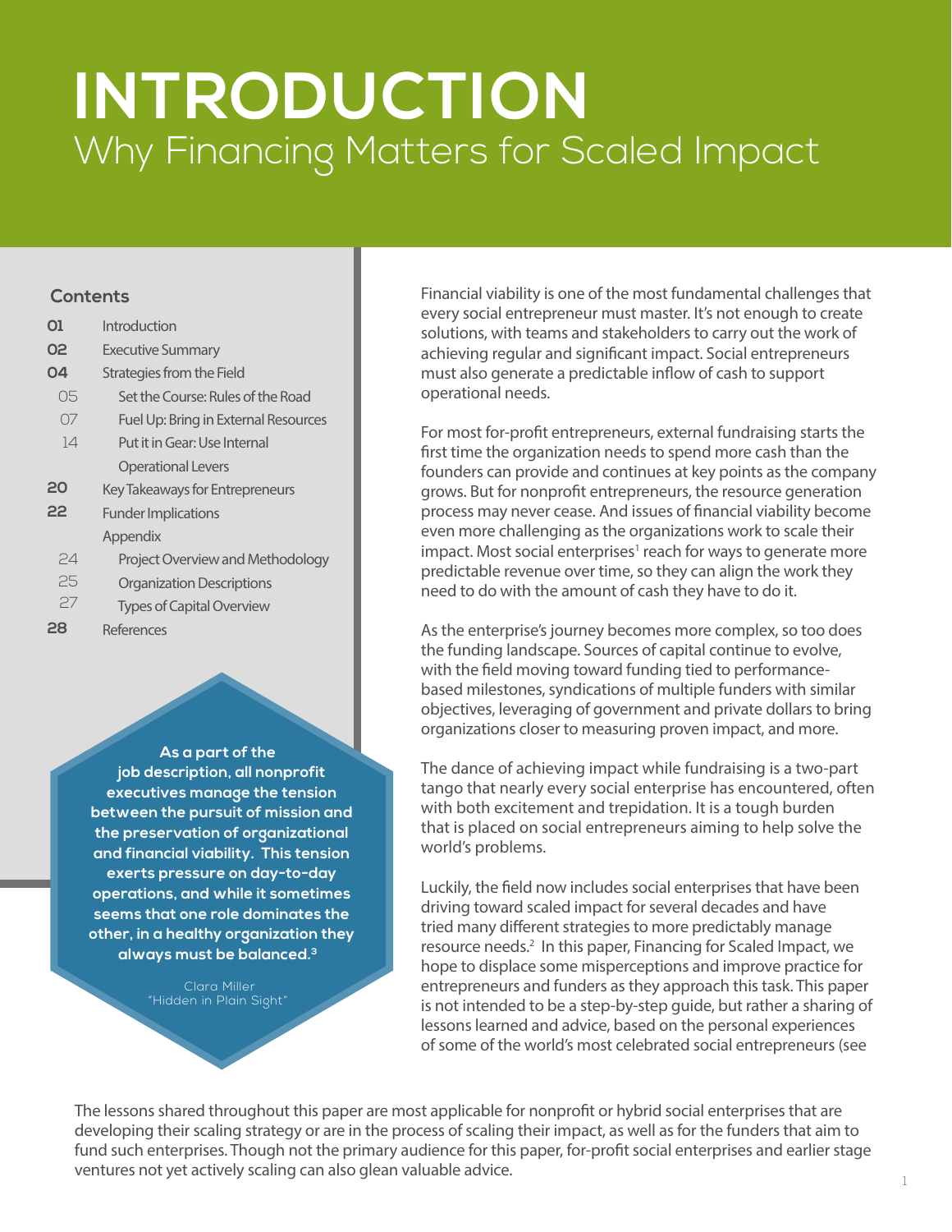# INTRODUCTION

## Why Financing Matters for Scaled Impact

**Contents**

| | |
|---|---|
| **01** | Introduction |
| **02** | Executive Summary |
| **04** | Strategies from the Field |
| 05 | Set the Course: Rules of the Road |
| 07 | Fuel Up: Bring in External Resources |
| 14 | Put it in Gear: Use Internal Operational Levers |
| **20** | Key Takeaways for Entrepreneurs |
| **22** | Funder Implications |
| | Appendix |
| 24 | Project Overview and Methodology |
| 25 | Organization Descriptions |
| 27 | Types of Capital Overview |
| **28** | References |

**As a part of the job description, all nonprofit executives manage the tension between the pursuit of mission and the preservation of organizational and financial viability. This tension exerts pressure on day-to-day operations, and while it sometimes seems that one role dominates the other, in a healthy organization they always must be balanced.[3]**

Clara Miller
"Hidden in Plain Sight"

Financial viability is one of the most fundamental challenges that every social entrepreneur must master. It's not enough to create solutions, with teams and stakeholders to carry out the work of achieving regular and significant impact. Social entrepreneurs must also generate a predictable inflow of cash to support operational needs.

For most for-profit entrepreneurs, external fundraising starts the first time the organization needs to spend more cash than the founders can provide and continues at key points as the company grows. But for nonprofit entrepreneurs, the resource generation process may never cease. And issues of financial viability become even more challenging as the organizations work to scale their impact. Most social enterprises[1] reach for ways to generate more predictable revenue over time, so they can align the work they need to do with the amount of cash they have to do it.

As the enterprise's journey becomes more complex, so too does the funding landscape. Sources of capital continue to evolve, with the field moving toward funding tied to performance-based milestones, syndications of multiple funders with similar objectives, leveraging of government and private dollars to bring organizations closer to measuring proven impact, and more.

The dance of achieving impact while fundraising is a two-part tango that nearly every social enterprise has encountered, often with both excitement and trepidation. It is a tough burden that is placed on social entrepreneurs aiming to help solve the world's problems.

Luckily, the field now includes social enterprises that have been driving toward scaled impact for several decades and have tried many different strategies to more predictably manage resource needs.[2] In this paper, Financing for Scaled Impact, we hope to displace some misperceptions and improve practice for entrepreneurs and funders as they approach this task. This paper is not intended to be a step-by-step guide, but rather a sharing of lessons learned and advice, based on the personal experiences of some of the world's most celebrated social entrepreneurs (see

The lessons shared throughout this paper are most applicable for nonprofit or hybrid social enterprises that are developing their scaling strategy or are in the process of scaling their impact, as well as for the funders that aim to fund such enterprises. Though not the primary audience for this paper, for-profit social enterprises and earlier stage ventures not yet actively scaling can also glean valuable advice.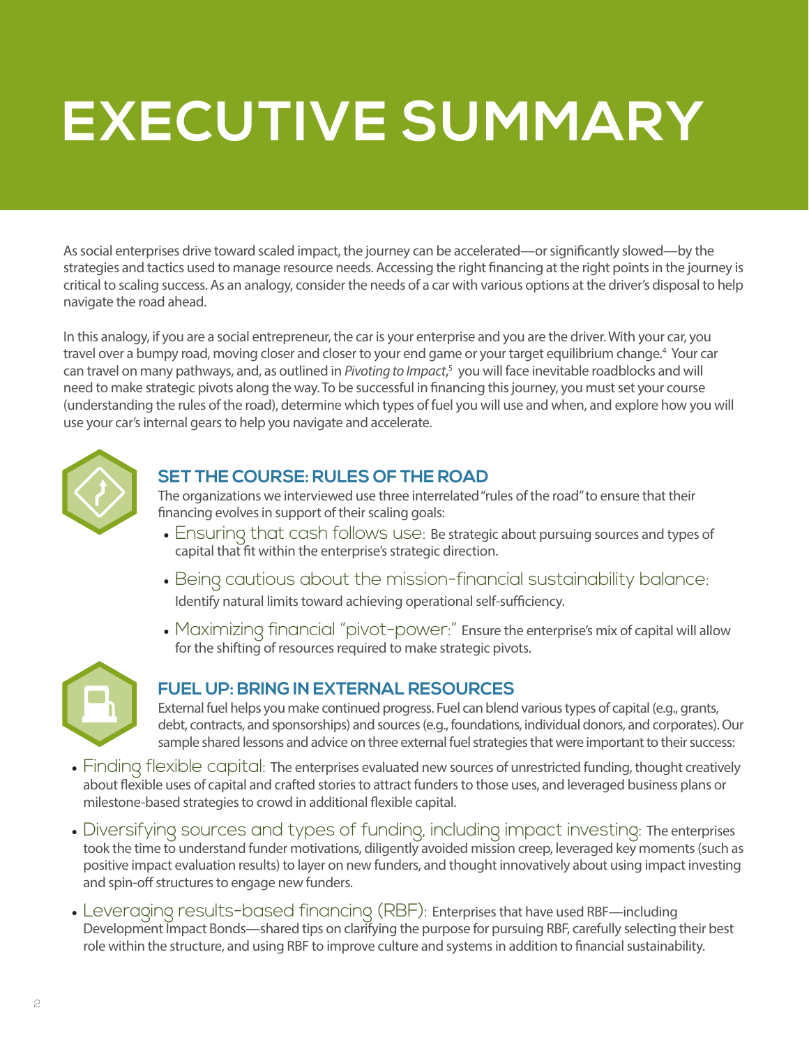# EXECUTIVE SUMMARY

As social enterprises drive toward scaled impact, the journey can be accelerated—or significantly slowed—by the strategies and tactics used to manage resource needs. Accessing the right financing at the right points in the journey is critical to scaling success. As an analogy, consider the needs of a car with various options at the driver's disposal to help navigate the road ahead.

In this analogy, if you are a social entrepreneur, the car is your enterprise and you are the driver. With your car, you travel over a bumpy road, moving closer and closer to your end game or your target equilibrium change.[4] Your car can travel on many pathways, and, as outlined in *Pivoting to Impact*,[5] you will face inevitable roadblocks and will need to make strategic pivots along the way. To be successful in financing this journey, you must set your course (understanding the rules of the road), determine which types of fuel you will use and when, and explore how you will use your car's internal gears to help you navigate and accelerate.

## SET THE COURSE: RULES OF THE ROAD

The organizations we interviewed use three interrelated "rules of the road" to ensure that their financing evolves in support of their scaling goals:

- Ensuring that cash follows use: Be strategic about pursuing sources and types of capital that fit within the enterprise's strategic direction.
- Being cautious about the mission-financial sustainability balance: Identify natural limits toward achieving operational self-sufficiency.
- Maximizing financial "pivot-power:" Ensure the enterprise's mix of capital will allow for the shifting of resources required to make strategic pivots.

## FUEL UP: BRING IN EXTERNAL RESOURCES

External fuel helps you make continued progress. Fuel can blend various types of capital (e.g., grants, debt, contracts, and sponsorships) and sources (e.g., foundations, individual donors, and corporates). Our sample shared lessons and advice on three external fuel strategies that were important to their success:

- Finding flexible capital: The enterprises evaluated new sources of unrestricted funding, thought creatively about flexible uses of capital and crafted stories to attract funders to those uses, and leveraged business plans or milestone-based strategies to crowd in additional flexible capital.
- Diversifying sources and types of funding, including impact investing: The enterprises took the time to understand funder motivations, diligently avoided mission creep, leveraged key moments (such as positive impact evaluation results) to layer on new funders, and thought innovatively about using impact investing and spin-off structures to engage new funders.
- Leveraging results-based financing (RBF): Enterprises that have used RBF—including Development Impact Bonds—shared tips on clarifying the purpose for pursuing RBF, carefully selecting their best role within the structure, and using RBF to improve culture and systems in addition to financial sustainability.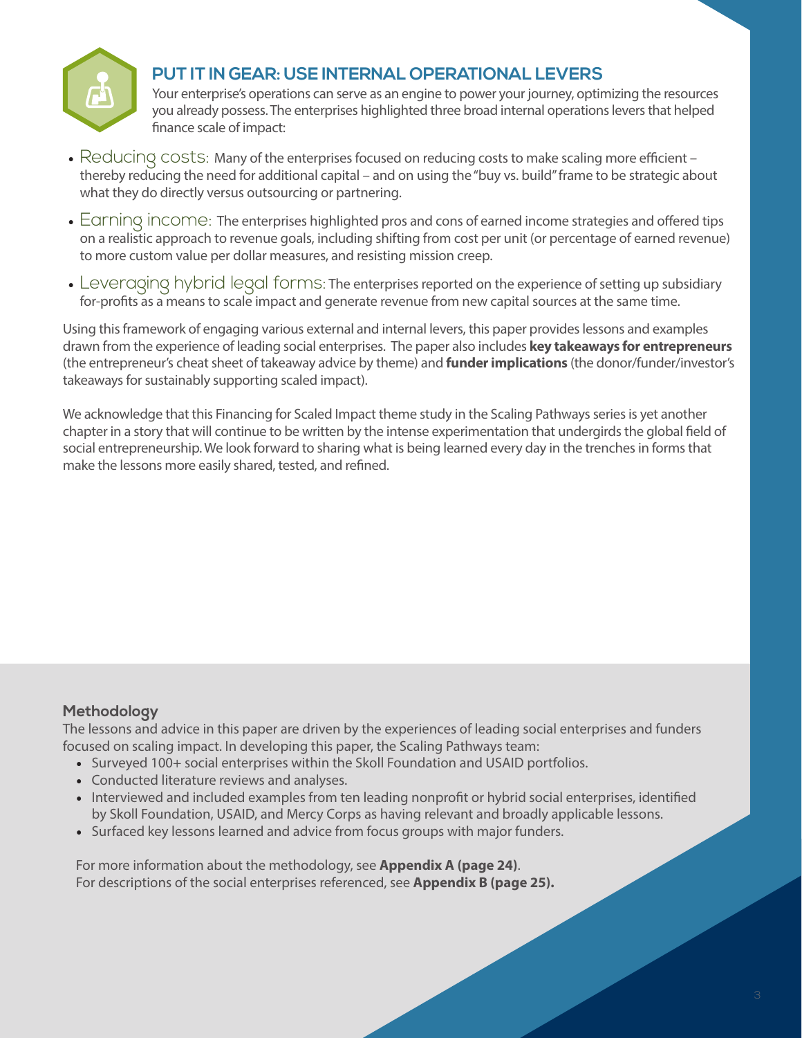## PUT IT IN GEAR: USE INTERNAL OPERATIONAL LEVERS

Your enterprise's operations can serve as an engine to power your journey, optimizing the resources you already possess. The enterprises highlighted three broad internal operations levers that helped finance scale of impact:

- Reducing costs: Many of the enterprises focused on reducing costs to make scaling more efficient – thereby reducing the need for additional capital – and on using the "buy vs. build" frame to be strategic about what they do directly versus outsourcing or partnering.
- Earning income: The enterprises highlighted pros and cons of earned income strategies and offered tips on a realistic approach to revenue goals, including shifting from cost per unit (or percentage of earned revenue) to more custom value per dollar measures, and resisting mission creep.
- Leveraging hybrid legal forms: The enterprises reported on the experience of setting up subsidiary for-profits as a means to scale impact and generate revenue from new capital sources at the same time.

Using this framework of engaging various external and internal levers, this paper provides lessons and examples drawn from the experience of leading social enterprises. The paper also includes **key takeaways for entrepreneurs** (the entrepreneur's cheat sheet of takeaway advice by theme) and **funder implications** (the donor/funder/investor's takeaways for sustainably supporting scaled impact).

We acknowledge that this Financing for Scaled Impact theme study in the Scaling Pathways series is yet another chapter in a story that will continue to be written by the intense experimentation that undergirds the global field of social entrepreneurship. We look forward to sharing what is being learned every day in the trenches in forms that make the lessons more easily shared, tested, and refined.

### Methodology

The lessons and advice in this paper are driven by the experiences of leading social enterprises and funders focused on scaling impact. In developing this paper, the Scaling Pathways team:

- Surveyed 100+ social enterprises within the Skoll Foundation and USAID portfolios.
- Conducted literature reviews and analyses.
- Interviewed and included examples from ten leading nonprofit or hybrid social enterprises, identified by Skoll Foundation, USAID, and Mercy Corps as having relevant and broadly applicable lessons.
- Surfaced key lessons learned and advice from focus groups with major funders.

For more information about the methodology, see **Appendix A (page 24)**.
For descriptions of the social enterprises referenced, see **Appendix B (page 25).**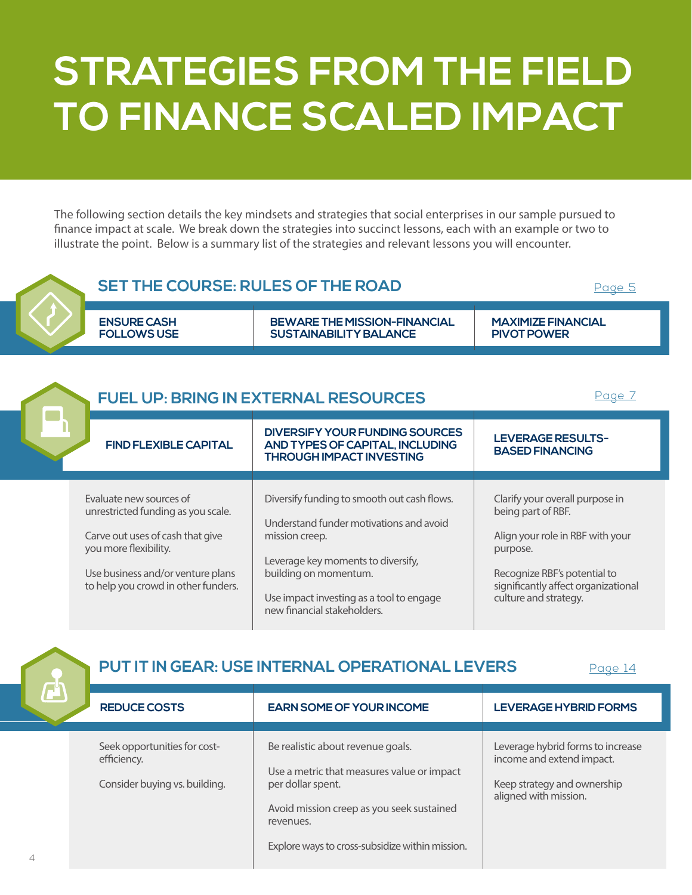# STRATEGIES FROM THE FIELD TO FINANCE SCALED IMPACT

The following section details the key mindsets and strategies that social enterprises in our sample pursued to finance impact at scale. We break down the strategies into succinct lessons, each with an example or two to illustrate the point. Below is a summary list of the strategies and relevant lessons you will encounter.

## SET THE COURSE: RULES OF THE ROAD

Page 5

| ENSURE CASH FOLLOWS USE | BEWARE THE MISSION-FINANCIAL SUSTAINABILITY BALANCE | MAXIMIZE FINANCIAL PIVOT POWER |
| --- | --- | --- |

## FUEL UP: BRING IN EXTERNAL RESOURCES

Page 7

| FIND FLEXIBLE CAPITAL | DIVERSIFY YOUR FUNDING SOURCES AND TYPES OF CAPITAL, INCLUDING THROUGH IMPACT INVESTING | LEVERAGE RESULTS-BASED FINANCING |
| --- | --- | --- |
| Evaluate new sources of unrestricted funding as you scale.<br><br>Carve out uses of cash that give you more flexibility.<br><br>Use business and/or venture plans to help you crowd in other funders. | Diversify funding to smooth out cash flows.<br><br>Understand funder motivations and avoid mission creep.<br><br>Leverage key moments to diversify, building on momentum.<br><br>Use impact investing as a tool to engage new financial stakeholders. | Clarify your overall purpose in being part of RBF.<br><br>Align your role in RBF with your purpose.<br><br>Recognize RBF's potential to significantly affect organizational culture and strategy. |

## PUT IT IN GEAR: USE INTERNAL OPERATIONAL LEVERS

Page 14

| REDUCE COSTS | EARN SOME OF YOUR INCOME | LEVERAGE HYBRID FORMS |
| --- | --- | --- |
| Seek opportunities for cost-efficiency.<br><br>Consider buying vs. building. | Be realistic about revenue goals.<br><br>Use a metric that measures value or impact per dollar spent.<br><br>Avoid mission creep as you seek sustained revenues.<br><br>Explore ways to cross-subsidize within mission. | Leverage hybrid forms to increase income and extend impact.<br><br>Keep strategy and ownership aligned with mission. |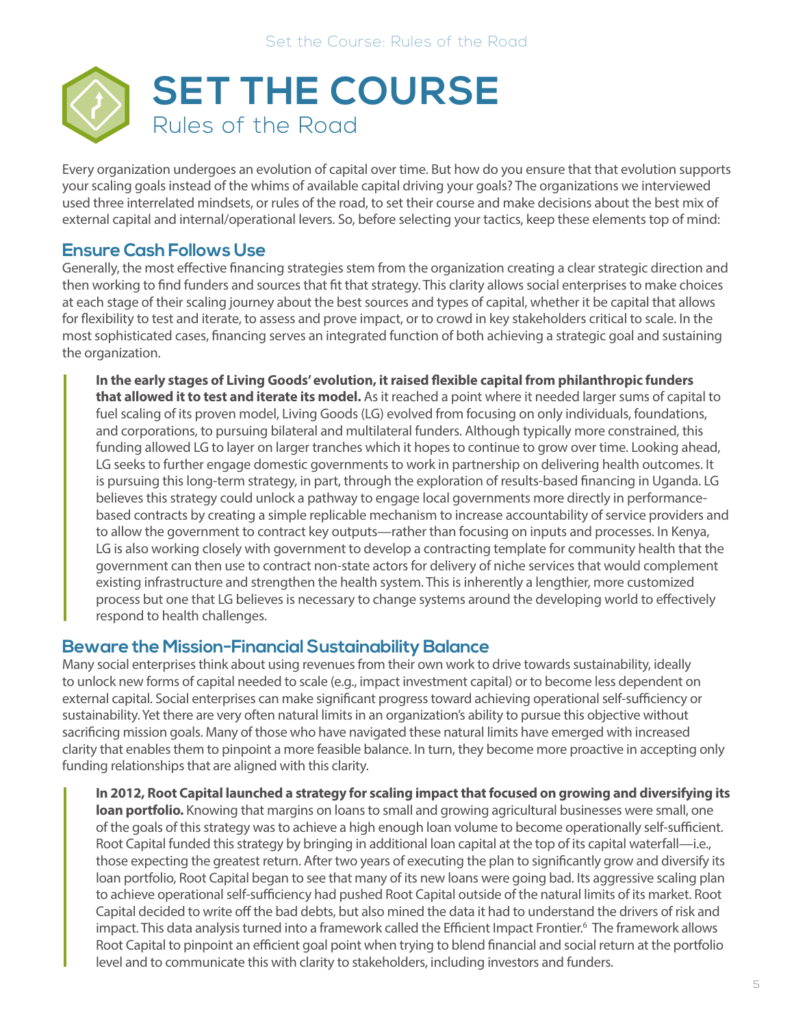# SET THE COURSE

## Rules of the Road

Every organization undergoes an evolution of capital over time. But how do you ensure that that evolution supports your scaling goals instead of the whims of available capital driving your goals? The organizations we interviewed used three interrelated mindsets, or rules of the road, to set their course and make decisions about the best mix of external capital and internal/operational levers. So, before selecting your tactics, keep these elements top of mind:

### Ensure Cash Follows Use

Generally, the most effective financing strategies stem from the organization creating a clear strategic direction and then working to find funders and sources that fit that strategy. This clarity allows social enterprises to make choices at each stage of their scaling journey about the best sources and types of capital, whether it be capital that allows for flexibility to test and iterate, to assess and prove impact, or to crowd in key stakeholders critical to scale. In the most sophisticated cases, financing serves an integrated function of both achieving a strategic goal and sustaining the organization.

> **In the early stages of Living Goods' evolution, it raised flexible capital from philanthropic funders that allowed it to test and iterate its model.** As it reached a point where it needed larger sums of capital to fuel scaling of its proven model, Living Goods (LG) evolved from focusing on only individuals, foundations, and corporations, to pursuing bilateral and multilateral funders. Although typically more constrained, this funding allowed LG to layer on larger tranches which it hopes to continue to grow over time. Looking ahead, LG seeks to further engage domestic governments to work in partnership on delivering health outcomes. It is pursuing this long-term strategy, in part, through the exploration of results-based financing in Uganda. LG believes this strategy could unlock a pathway to engage local governments more directly in performance-based contracts by creating a simple replicable mechanism to increase accountability of service providers and to allow the government to contract key outputs—rather than focusing on inputs and processes. In Kenya, LG is also working closely with government to develop a contracting template for community health that the government can then use to contract non-state actors for delivery of niche services that would complement existing infrastructure and strengthen the health system. This is inherently a lengthier, more customized process but one that LG believes is necessary to change systems around the developing world to effectively respond to health challenges.

### Beware the Mission-Financial Sustainability Balance

Many social enterprises think about using revenues from their own work to drive towards sustainability, ideally to unlock new forms of capital needed to scale (e.g., impact investment capital) or to become less dependent on external capital. Social enterprises can make significant progress toward achieving operational self-sufficiency or sustainability. Yet there are very often natural limits in an organization's ability to pursue this objective without sacrificing mission goals. Many of those who have navigated these natural limits have emerged with increased clarity that enables them to pinpoint a more feasible balance. In turn, they become more proactive in accepting only funding relationships that are aligned with this clarity.

> **In 2012, Root Capital launched a strategy for scaling impact that focused on growing and diversifying its loan portfolio.** Knowing that margins on loans to small and growing agricultural businesses were small, one of the goals of this strategy was to achieve a high enough loan volume to become operationally self-sufficient. Root Capital funded this strategy by bringing in additional loan capital at the top of its capital waterfall—i.e., those expecting the greatest return. After two years of executing the plan to significantly grow and diversify its loan portfolio, Root Capital began to see that many of its new loans were going bad. Its aggressive scaling plan to achieve operational self-sufficiency had pushed Root Capital outside of the natural limits of its market. Root Capital decided to write off the bad debts, but also mined the data it had to understand the drivers of risk and impact. This data analysis turned into a framework called the Efficient Impact Frontier.[6] The framework allows Root Capital to pinpoint an efficient goal point when trying to blend financial and social return at the portfolio level and to communicate this with clarity to stakeholders, including investors and funders.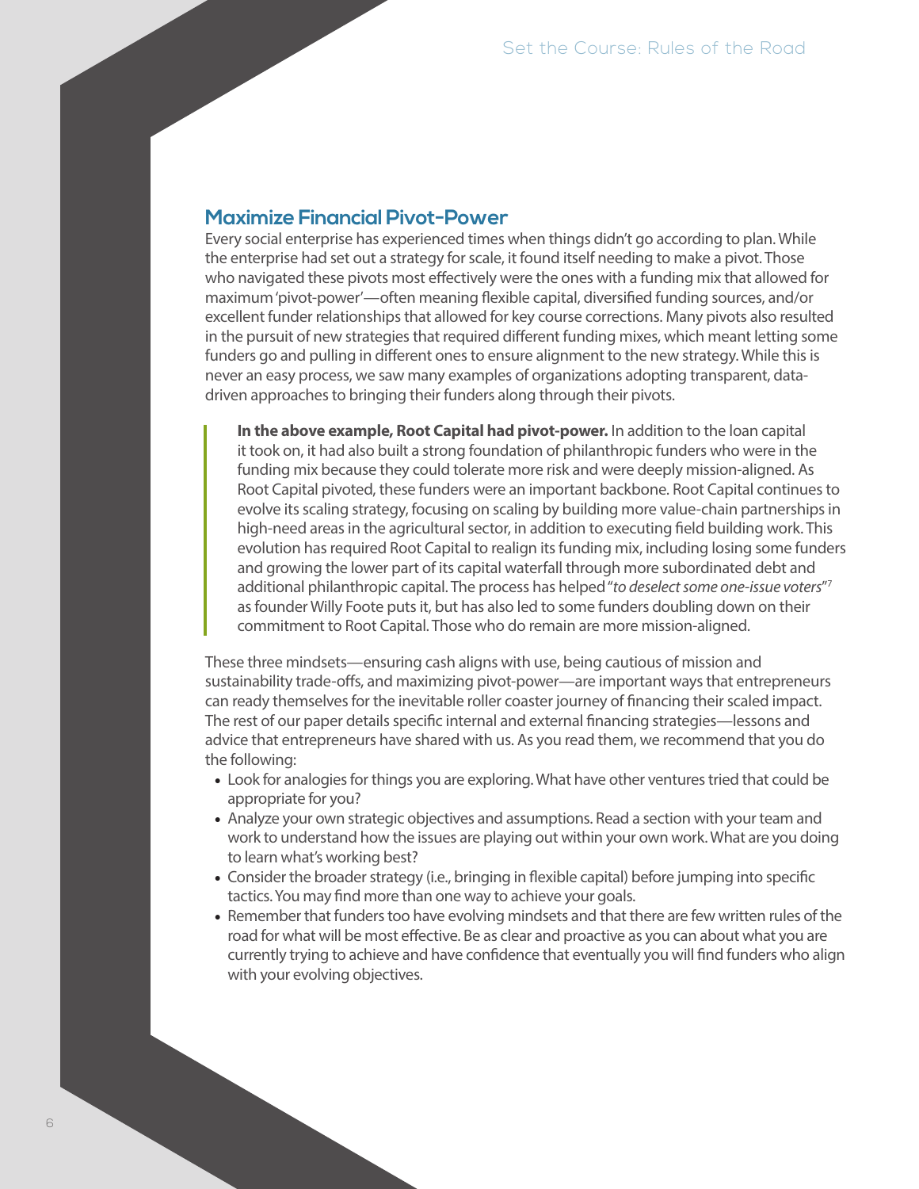## Maximize Financial Pivot-Power

Every social enterprise has experienced times when things didn't go according to plan. While the enterprise had set out a strategy for scale, it found itself needing to make a pivot. Those who navigated these pivots most effectively were the ones with a funding mix that allowed for maximum 'pivot-power'—often meaning flexible capital, diversified funding sources, and/or excellent funder relationships that allowed for key course corrections. Many pivots also resulted in the pursuit of new strategies that required different funding mixes, which meant letting some funders go and pulling in different ones to ensure alignment to the new strategy. While this is never an easy process, we saw many examples of organizations adopting transparent, data-driven approaches to bringing their funders along through their pivots.

> **In the above example, Root Capital had pivot-power.** In addition to the loan capital it took on, it had also built a strong foundation of philanthropic funders who were in the funding mix because they could tolerate more risk and were deeply mission-aligned. As Root Capital pivoted, these funders were an important backbone. Root Capital continues to evolve its scaling strategy, focusing on scaling by building more value-chain partnerships in high-need areas in the agricultural sector, in addition to executing field building work. This evolution has required Root Capital to realign its funding mix, including losing some funders and growing the lower part of its capital waterfall through more subordinated debt and additional philanthropic capital. The process has helped "*to deselect some one-issue voters*"[7] as founder Willy Foote puts it, but has also led to some funders doubling down on their commitment to Root Capital. Those who do remain are more mission-aligned.

These three mindsets—ensuring cash aligns with use, being cautious of mission and sustainability trade-offs, and maximizing pivot-power—are important ways that entrepreneurs can ready themselves for the inevitable roller coaster journey of financing their scaled impact. The rest of our paper details specific internal and external financing strategies—lessons and advice that entrepreneurs have shared with us. As you read them, we recommend that you do the following:

- Look for analogies for things you are exploring. What have other ventures tried that could be appropriate for you?
- Analyze your own strategic objectives and assumptions. Read a section with your team and work to understand how the issues are playing out within your own work. What are you doing to learn what's working best?
- Consider the broader strategy (i.e., bringing in flexible capital) before jumping into specific tactics. You may find more than one way to achieve your goals.
- Remember that funders too have evolving mindsets and that there are few written rules of the road for what will be most effective. Be as clear and proactive as you can about what you are currently trying to achieve and have confidence that eventually you will find funders who align with your evolving objectives.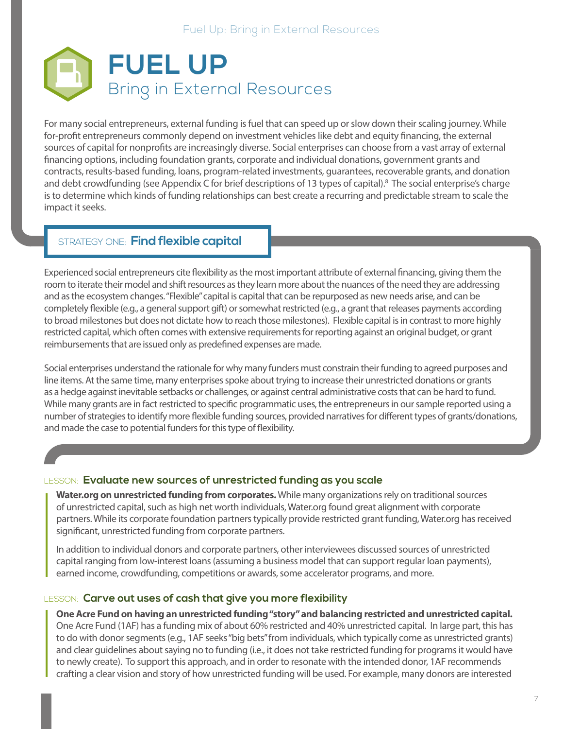# FUEL UP

## Bring in External Resources

For many social entrepreneurs, external funding is fuel that can speed up or slow down their scaling journey. While for-profit entrepreneurs commonly depend on investment vehicles like debt and equity financing, the external sources of capital for nonprofits are increasingly diverse. Social enterprises can choose from a vast array of external financing options, including foundation grants, corporate and individual donations, government grants and contracts, results-based funding, loans, program-related investments, guarantees, recoverable grants, and donation and debt crowdfunding (see Appendix C for brief descriptions of 13 types of capital).[8] The social enterprise's charge is to determine which kinds of funding relationships can best create a recurring and predictable stream to scale the impact it seeks.

### STRATEGY ONE: Find flexible capital

Experienced social entrepreneurs cite flexibility as the most important attribute of external financing, giving them the room to iterate their model and shift resources as they learn more about the nuances of the need they are addressing and as the ecosystem changes. "Flexible" capital is capital that can be repurposed as new needs arise, and can be completely flexible (e.g., a general support gift) or somewhat restricted (e.g., a grant that releases payments according to broad milestones but does not dictate how to reach those milestones). Flexible capital is in contrast to more highly restricted capital, which often comes with extensive requirements for reporting against an original budget, or grant reimbursements that are issued only as predefined expenses are made.

Social enterprises understand the rationale for why many funders must constrain their funding to agreed purposes and line items. At the same time, many enterprises spoke about trying to increase their unrestricted donations or grants as a hedge against inevitable setbacks or challenges, or against central administrative costs that can be hard to fund. While many grants are in fact restricted to specific programmatic uses, the entrepreneurs in our sample reported using a number of strategies to identify more flexible funding sources, provided narratives for different types of grants/donations, and made the case to potential funders for this type of flexibility.

#### LESSON: Evaluate new sources of unrestricted funding as you scale

**Water.org on unrestricted funding from corporates.** While many organizations rely on traditional sources of unrestricted capital, such as high net worth individuals, Water.org found great alignment with corporate partners. While its corporate foundation partners typically provide restricted grant funding, Water.org has received significant, unrestricted funding from corporate partners.

In addition to individual donors and corporate partners, other interviewees discussed sources of unrestricted capital ranging from low-interest loans (assuming a business model that can support regular loan payments), earned income, crowdfunding, competitions or awards, some accelerator programs, and more.

#### LESSON: Carve out uses of cash that give you more flexibility

**One Acre Fund on having an unrestricted funding "story" and balancing restricted and unrestricted capital.** One Acre Fund (1AF) has a funding mix of about 60% restricted and 40% unrestricted capital. In large part, this has to do with donor segments (e.g., 1AF seeks "big bets" from individuals, which typically come as unrestricted grants) and clear guidelines about saying no to funding (i.e., it does not take restricted funding for programs it would have to newly create). To support this approach, and in order to resonate with the intended donor, 1AF recommends crafting a clear vision and story of how unrestricted funding will be used. For example, many donors are interested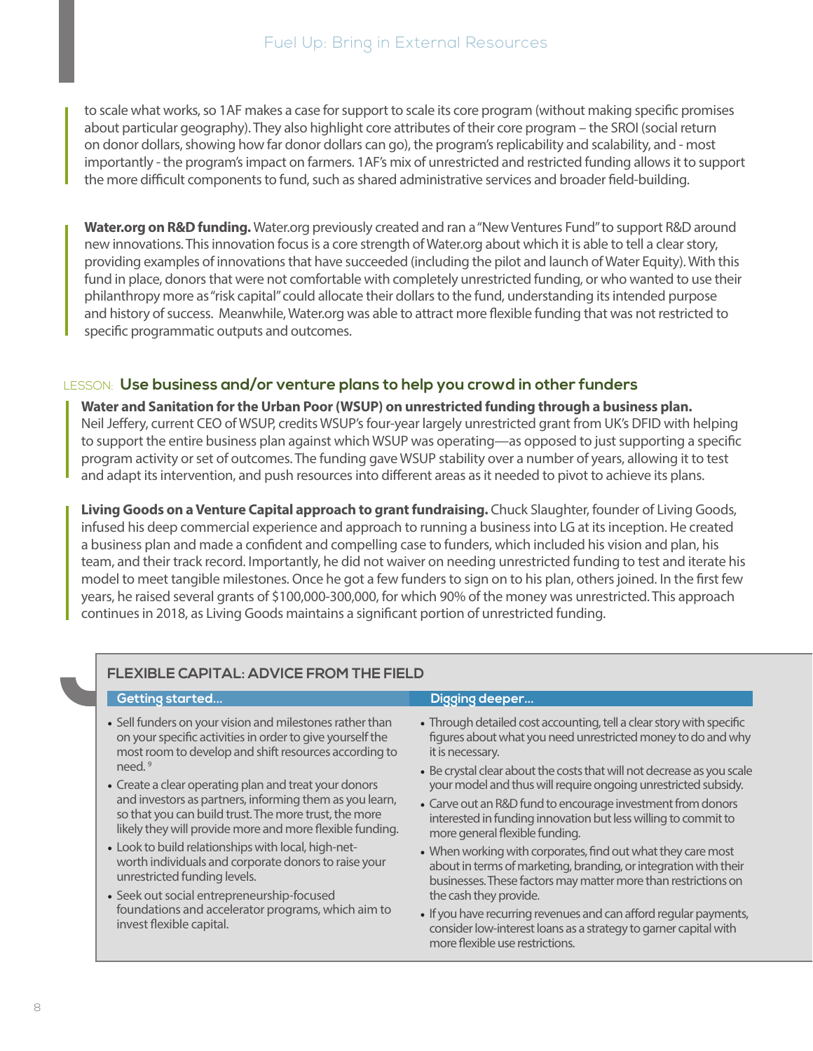to scale what works, so 1AF makes a case for support to scale its core program (without making specific promises about particular geography). They also highlight core attributes of their core program – the SROI (social return on donor dollars, showing how far donor dollars can go), the program's replicability and scalability, and - most importantly - the program's impact on farmers. 1AF's mix of unrestricted and restricted funding allows it to support the more difficult components to fund, such as shared administrative services and broader field-building.

**Water.org on R&D funding.** Water.org previously created and ran a "New Ventures Fund" to support R&D around new innovations. This innovation focus is a core strength of Water.org about which it is able to tell a clear story, providing examples of innovations that have succeeded (including the pilot and launch of Water Equity). With this fund in place, donors that were not comfortable with completely unrestricted funding, or who wanted to use their philanthropy more as "risk capital" could allocate their dollars to the fund, understanding its intended purpose and history of success. Meanwhile, Water.org was able to attract more flexible funding that was not restricted to specific programmatic outputs and outcomes.

## LESSON: Use business and/or venture plans to help you crowd in other funders

**Water and Sanitation for the Urban Poor (WSUP) on unrestricted funding through a business plan.** Neil Jeffery, current CEO of WSUP, credits WSUP's four-year largely unrestricted grant from UK's DFID with helping to support the entire business plan against which WSUP was operating—as opposed to just supporting a specific program activity or set of outcomes. The funding gave WSUP stability over a number of years, allowing it to test and adapt its intervention, and push resources into different areas as it needed to pivot to achieve its plans.

**Living Goods on a Venture Capital approach to grant fundraising.** Chuck Slaughter, founder of Living Goods, infused his deep commercial experience and approach to running a business into LG at its inception. He created a business plan and made a confident and compelling case to funders, which included his vision and plan, his team, and their track record. Importantly, he did not waiver on needing unrestricted funding to test and iterate his model to meet tangible milestones. Once he got a few funders to sign on to his plan, others joined. In the first few years, he raised several grants of $100,000-300,000, for which 90% of the money was unrestricted. This approach continues in 2018, as Living Goods maintains a significant portion of unrestricted funding.

### FLEXIBLE CAPITAL: ADVICE FROM THE FIELD

**Getting started...**

- Sell funders on your vision and milestones rather than on your specific activities in order to give yourself the most room to develop and shift resources according to need. [9]
- Create a clear operating plan and treat your donors and investors as partners, informing them as you learn, so that you can build trust. The more trust, the more likely they will provide more and more flexible funding.
- Look to build relationships with local, high-net-worth individuals and corporate donors to raise your unrestricted funding levels.
- Seek out social entrepreneurship-focused foundations and accelerator programs, which aim to invest flexible capital.

**Digging deeper...**

- Through detailed cost accounting, tell a clear story with specific figures about what you need unrestricted money to do and why it is necessary.
- Be crystal clear about the costs that will not decrease as you scale your model and thus will require ongoing unrestricted subsidy.
- Carve out an R&D fund to encourage investment from donors interested in funding innovation but less willing to commit to more general flexible funding.
- When working with corporates, find out what they care most about in terms of marketing, branding, or integration with their businesses. These factors may matter more than restrictions on the cash they provide.
- If you have recurring revenues and can afford regular payments, consider low-interest loans as a strategy to garner capital with more flexible use restrictions.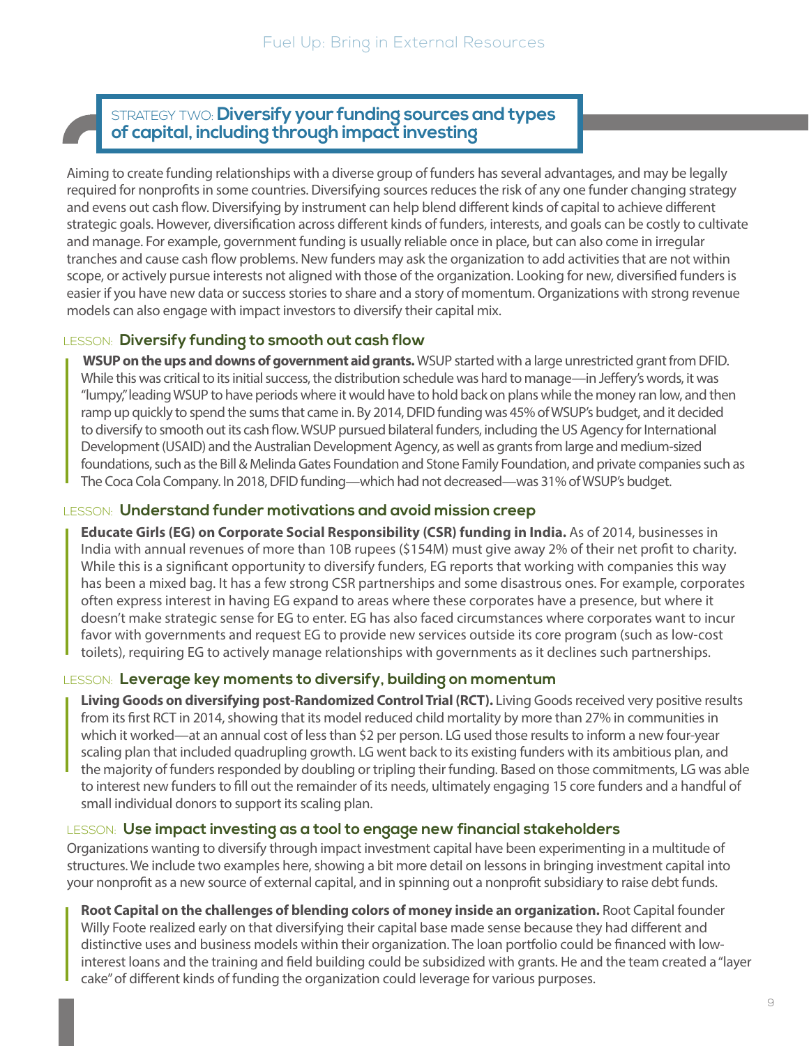## STRATEGY TWO: Diversify your funding sources and types of capital, including through impact investing

Aiming to create funding relationships with a diverse group of funders has several advantages, and may be legally required for nonprofits in some countries. Diversifying sources reduces the risk of any one funder changing strategy and evens out cash flow. Diversifying by instrument can help blend different kinds of capital to achieve different strategic goals. However, diversification across different kinds of funders, interests, and goals can be costly to cultivate and manage. For example, government funding is usually reliable once in place, but can also come in irregular tranches and cause cash flow problems. New funders may ask the organization to add activities that are not within scope, or actively pursue interests not aligned with those of the organization. Looking for new, diversified funders is easier if you have new data or success stories to share and a story of momentum. Organizations with strong revenue models can also engage with impact investors to diversify their capital mix.

### LESSON: Diversify funding to smooth out cash flow

**WSUP on the ups and downs of government aid grants.** WSUP started with a large unrestricted grant from DFID. While this was critical to its initial success, the distribution schedule was hard to manage—in Jeffery's words, it was "lumpy," leading WSUP to have periods where it would have to hold back on plans while the money ran low, and then ramp up quickly to spend the sums that came in. By 2014, DFID funding was 45% of WSUP's budget, and it decided to diversify to smooth out its cash flow. WSUP pursued bilateral funders, including the US Agency for International Development (USAID) and the Australian Development Agency, as well as grants from large and medium-sized foundations, such as the Bill & Melinda Gates Foundation and Stone Family Foundation, and private companies such as The Coca Cola Company. In 2018, DFID funding—which had not decreased—was 31% of WSUP's budget.

### LESSON: Understand funder motivations and avoid mission creep

**Educate Girls (EG) on Corporate Social Responsibility (CSR) funding in India.** As of 2014, businesses in India with annual revenues of more than 10B rupees ($154M) must give away 2% of their net profit to charity. While this is a significant opportunity to diversify funders, EG reports that working with companies this way has been a mixed bag. It has a few strong CSR partnerships and some disastrous ones. For example, corporates often express interest in having EG expand to areas where these corporates have a presence, but where it doesn't make strategic sense for EG to enter. EG has also faced circumstances where corporates want to incur favor with governments and request EG to provide new services outside its core program (such as low-cost toilets), requiring EG to actively manage relationships with governments as it declines such partnerships.

### LESSON: Leverage key moments to diversify, building on momentum

**Living Goods on diversifying post-Randomized Control Trial (RCT).** Living Goods received very positive results from its first RCT in 2014, showing that its model reduced child mortality by more than 27% in communities in which it worked—at an annual cost of less than $2 per person. LG used those results to inform a new four-year scaling plan that included quadrupling growth. LG went back to its existing funders with its ambitious plan, and the majority of funders responded by doubling or tripling their funding. Based on those commitments, LG was able to interest new funders to fill out the remainder of its needs, ultimately engaging 15 core funders and a handful of small individual donors to support its scaling plan.

### LESSON: Use impact investing as a tool to engage new financial stakeholders

Organizations wanting to diversify through impact investment capital have been experimenting in a multitude of structures. We include two examples here, showing a bit more detail on lessons in bringing investment capital into your nonprofit as a new source of external capital, and in spinning out a nonprofit subsidiary to raise debt funds.

**Root Capital on the challenges of blending colors of money inside an organization.** Root Capital founder Willy Foote realized early on that diversifying their capital base made sense because they had different and distinctive uses and business models within their organization. The loan portfolio could be financed with low-interest loans and the training and field building could be subsidized with grants. He and the team created a "layer cake" of different kinds of funding the organization could leverage for various purposes.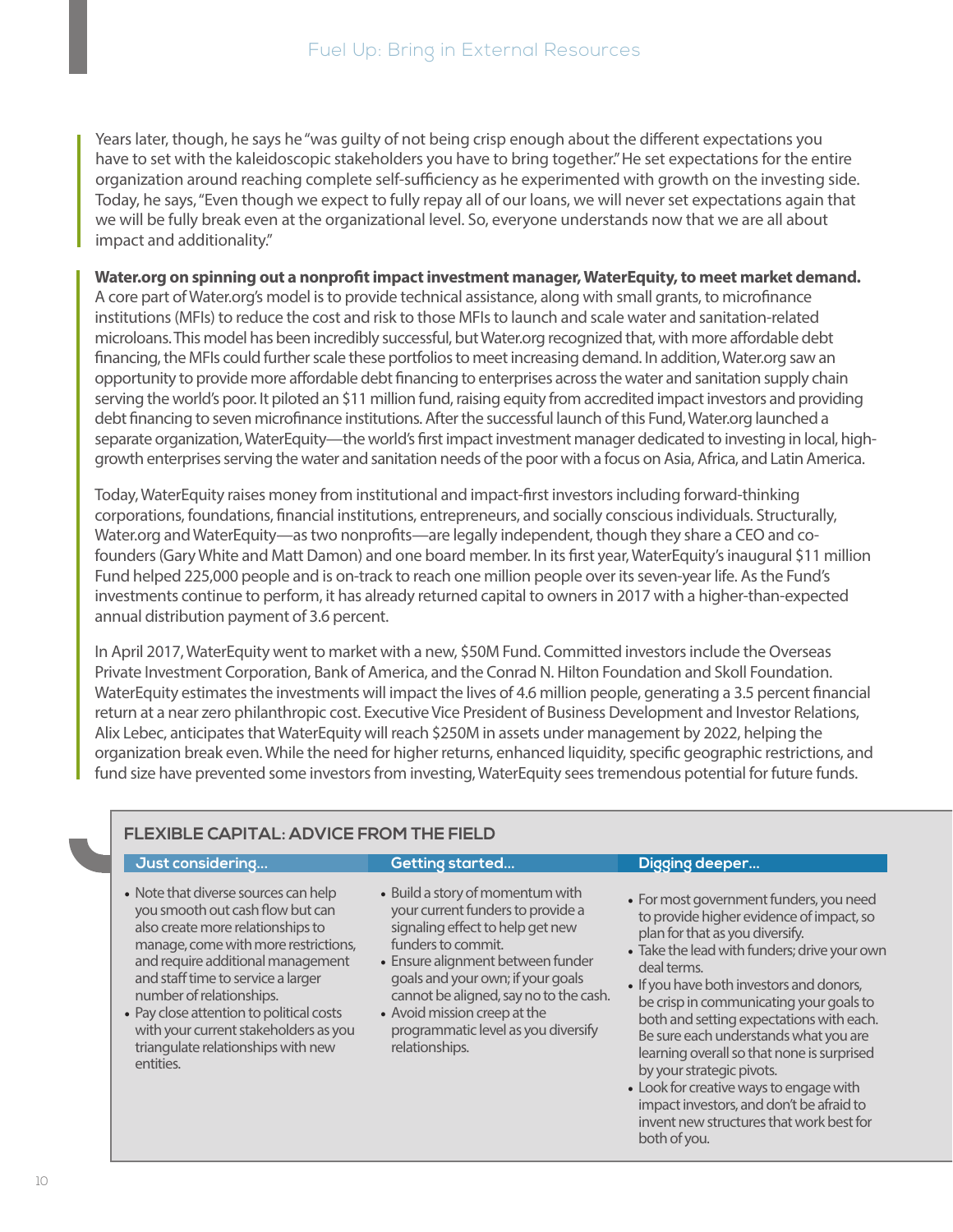Years later, though, he says he "was guilty of not being crisp enough about the different expectations you have to set with the kaleidoscopic stakeholders you have to bring together." He set expectations for the entire organization around reaching complete self-sufficiency as he experimented with growth on the investing side. Today, he says, "Even though we expect to fully repay all of our loans, we will never set expectations again that we will be fully break even at the organizational level. So, everyone understands now that we are all about impact and additionality."

**Water.org on spinning out a nonprofit impact investment manager, WaterEquity, to meet market demand.** A core part of Water.org's model is to provide technical assistance, along with small grants, to microfinance institutions (MFIs) to reduce the cost and risk to those MFIs to launch and scale water and sanitation-related microloans. This model has been incredibly successful, but Water.org recognized that, with more affordable debt financing, the MFIs could further scale these portfolios to meet increasing demand. In addition, Water.org saw an opportunity to provide more affordable debt financing to enterprises across the water and sanitation supply chain serving the world's poor. It piloted an $11 million fund, raising equity from accredited impact investors and providing debt financing to seven microfinance institutions. After the successful launch of this Fund, Water.org launched a separate organization, WaterEquity—the world's first impact investment manager dedicated to investing in local, high-growth enterprises serving the water and sanitation needs of the poor with a focus on Asia, Africa, and Latin America.

Today, WaterEquity raises money from institutional and impact-first investors including forward-thinking corporations, foundations, financial institutions, entrepreneurs, and socially conscious individuals. Structurally, Water.org and WaterEquity—as two nonprofits—are legally independent, though they share a CEO and co-founders (Gary White and Matt Damon) and one board member. In its first year, WaterEquity's inaugural $11 million Fund helped 225,000 people and is on-track to reach one million people over its seven-year life. As the Fund's investments continue to perform, it has already returned capital to owners in 2017 with a higher-than-expected annual distribution payment of 3.6 percent.

In April 2017, WaterEquity went to market with a new, $50M Fund. Committed investors include the Overseas Private Investment Corporation, Bank of America, and the Conrad N. Hilton Foundation and Skoll Foundation. WaterEquity estimates the investments will impact the lives of 4.6 million people, generating a 3.5 percent financial return at a near zero philanthropic cost. Executive Vice President of Business Development and Investor Relations, Alix Lebec, anticipates that WaterEquity will reach $250M in assets under management by 2022, helping the organization break even. While the need for higher returns, enhanced liquidity, specific geographic restrictions, and fund size have prevented some investors from investing, WaterEquity sees tremendous potential for future funds.

## FLEXIBLE CAPITAL: ADVICE FROM THE FIELD

### Just considering...

- Note that diverse sources can help you smooth out cash flow but can also create more relationships to manage, come with more restrictions, and require additional management and staff time to service a larger number of relationships.
- Pay close attention to political costs with your current stakeholders as you triangulate relationships with new entities.

### Getting started...

- Build a story of momentum with your current funders to provide a signaling effect to help get new funders to commit.
- Ensure alignment between funder goals and your own; if your goals cannot be aligned, say no to the cash.
- Avoid mission creep at the programmatic level as you diversify relationships.

### Digging deeper...

- For most government funders, you need to provide higher evidence of impact, so plan for that as you diversify.
- Take the lead with funders; drive your own deal terms.
- If you have both investors and donors, be crisp in communicating your goals to both and setting expectations with each. Be sure each understands what you are learning overall so that none is surprised by your strategic pivots.
- Look for creative ways to engage with impact investors, and don't be afraid to invent new structures that work best for both of you.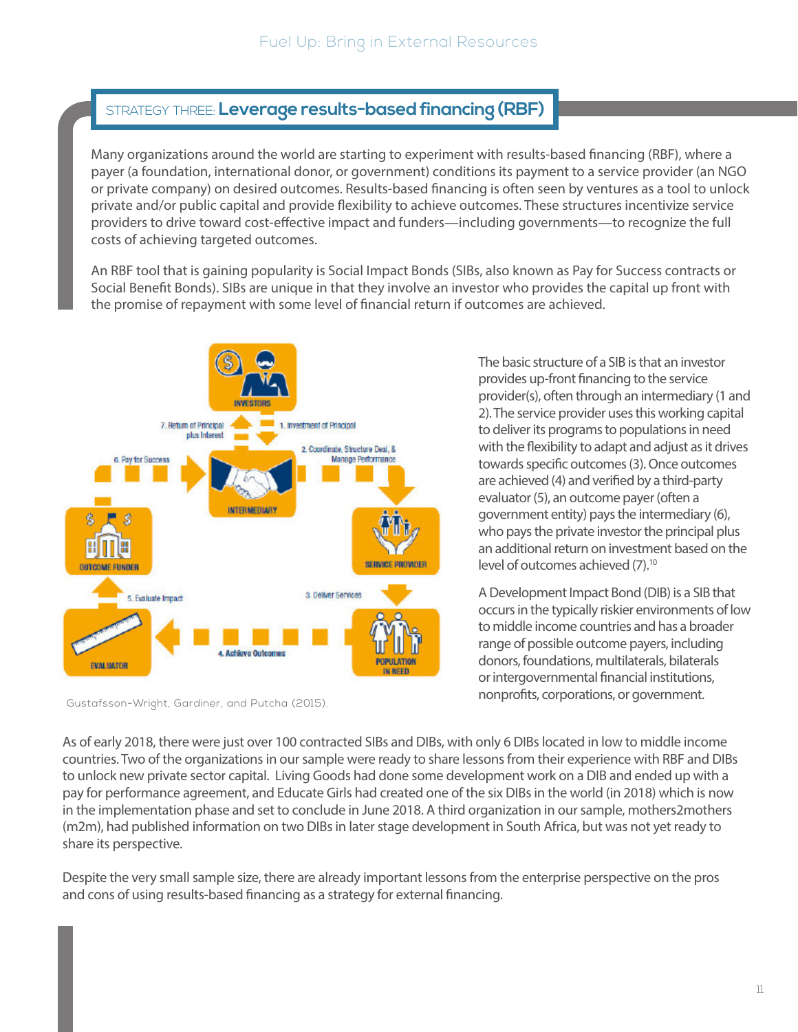## STRATEGY THREE: Leverage results-based financing (RBF)

Many organizations around the world are starting to experiment with results-based financing (RBF), where a payer (a foundation, international donor, or government) conditions its payment to a service provider (an NGO or private company) on desired outcomes. Results-based financing is often seen by ventures as a tool to unlock private and/or public capital and provide flexibility to achieve outcomes. These structures incentivize service providers to drive toward cost-effective impact and funders—including governments—to recognize the full costs of achieving targeted outcomes.

An RBF tool that is gaining popularity is Social Impact Bonds (SIBs, also known as Pay for Success contracts or Social Benefit Bonds). SIBs are unique in that they involve an investor who provides the capital up front with the promise of repayment with some level of financial return if outcomes are achieved.

Gustafsson-Wright, Gardiner, and Putcha (2015).

The basic structure of a SIB is that an investor provides up-front financing to the service provider(s), often through an intermediary (1 and 2). The service provider uses this working capital to deliver its programs to populations in need with the flexibility to adapt and adjust as it drives towards specific outcomes (3). Once outcomes are achieved (4) and verified by a third-party evaluator (5), an outcome payer (often a government entity) pays the intermediary (6), who pays the private investor the principal plus an additional return on investment based on the level of outcomes achieved (7).[10]

A Development Impact Bond (DIB) is a SIB that occurs in the typically riskier environments of low to middle income countries and has a broader range of possible outcome payers, including donors, foundations, multilaterals, bilaterals or intergovernmental financial institutions, nonprofits, corporations, or government.

As of early 2018, there were just over 100 contracted SIBs and DIBs, with only 6 DIBs located in low to middle income countries. Two of the organizations in our sample were ready to share lessons from their experience with RBF and DIBs to unlock new private sector capital. Living Goods had done some development work on a DIB and ended up with a pay for performance agreement, and Educate Girls had created one of the six DIBs in the world (in 2018) which is now in the implementation phase and set to conclude in June 2018. A third organization in our sample, mothers2mothers (m2m), had published information on two DIBs in later stage development in South Africa, but was not yet ready to share its perspective.

Despite the very small sample size, there are already important lessons from the enterprise perspective on the pros and cons of using results-based financing as a strategy for external financing.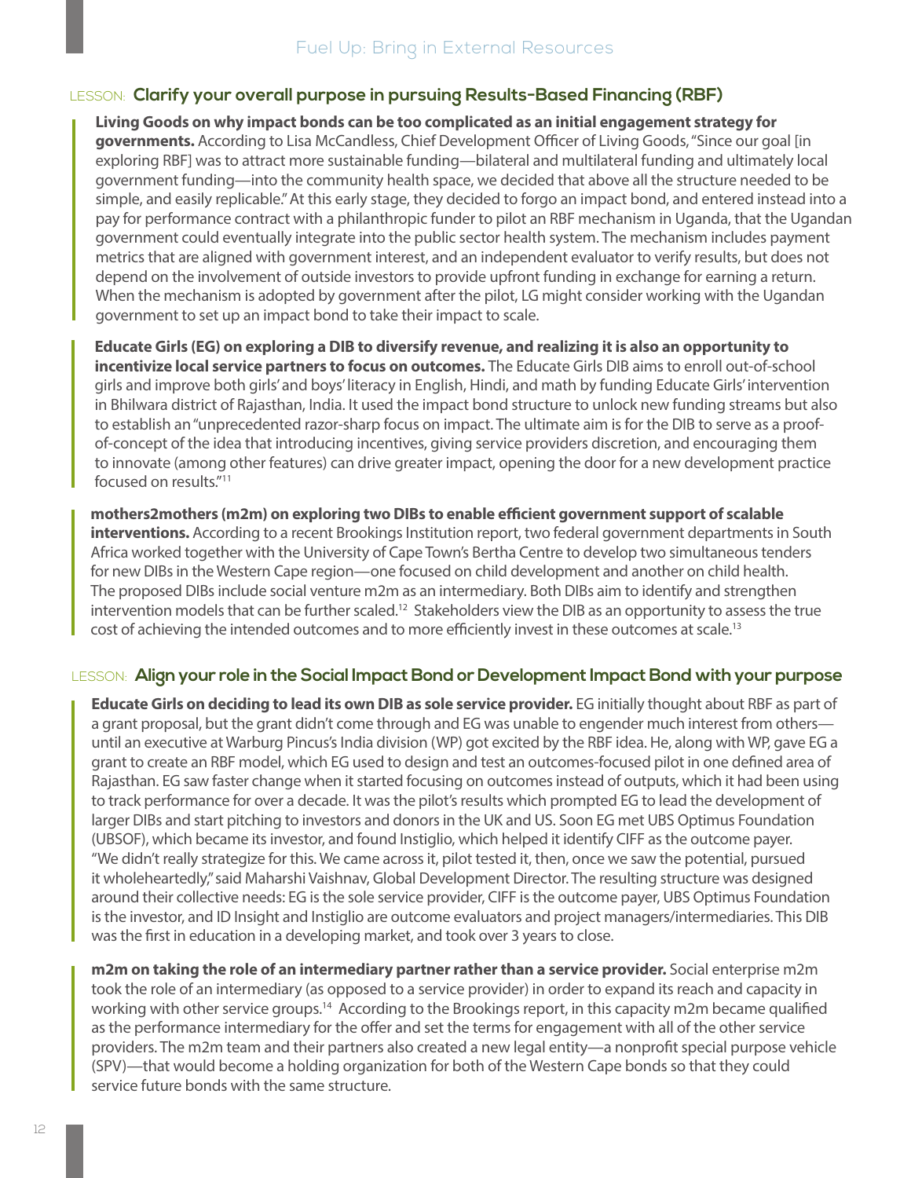## LESSON: Clarify your overall purpose in pursuing Results-Based Financing (RBF)

**Living Goods on why impact bonds can be too complicated as an initial engagement strategy for governments.** According to Lisa McCandless, Chief Development Officer of Living Goods, "Since our goal [in exploring RBF] was to attract more sustainable funding—bilateral and multilateral funding and ultimately local government funding—into the community health space, we decided that above all the structure needed to be simple, and easily replicable." At this early stage, they decided to forgo an impact bond, and entered instead into a pay for performance contract with a philanthropic funder to pilot an RBF mechanism in Uganda, that the Ugandan government could eventually integrate into the public sector health system. The mechanism includes payment metrics that are aligned with government interest, and an independent evaluator to verify results, but does not depend on the involvement of outside investors to provide upfront funding in exchange for earning a return. When the mechanism is adopted by government after the pilot, LG might consider working with the Ugandan government to set up an impact bond to take their impact to scale.

**Educate Girls (EG) on exploring a DIB to diversify revenue, and realizing it is also an opportunity to incentivize local service partners to focus on outcomes.** The Educate Girls DIB aims to enroll out-of-school girls and improve both girls' and boys' literacy in English, Hindi, and math by funding Educate Girls' intervention in Bhilwara district of Rajasthan, India. It used the impact bond structure to unlock new funding streams but also to establish an "unprecedented razor-sharp focus on impact. The ultimate aim is for the DIB to serve as a proof-of-concept of the idea that introducing incentives, giving service providers discretion, and encouraging them to innovate (among other features) can drive greater impact, opening the door for a new development practice focused on results."[11]

**mothers2mothers (m2m) on exploring two DIBs to enable efficient government support of scalable interventions.** According to a recent Brookings Institution report, two federal government departments in South Africa worked together with the University of Cape Town's Bertha Centre to develop two simultaneous tenders for new DIBs in the Western Cape region—one focused on child development and another on child health. The proposed DIBs include social venture m2m as an intermediary. Both DIBs aim to identify and strengthen intervention models that can be further scaled.[12] Stakeholders view the DIB as an opportunity to assess the true cost of achieving the intended outcomes and to more efficiently invest in these outcomes at scale.[13]

## LESSON: Align your role in the Social Impact Bond or Development Impact Bond with your purpose

**Educate Girls on deciding to lead its own DIB as sole service provider.** EG initially thought about RBF as part of a grant proposal, but the grant didn't come through and EG was unable to engender much interest from others—until an executive at Warburg Pincus's India division (WP) got excited by the RBF idea. He, along with WP, gave EG a grant to create an RBF model, which EG used to design and test an outcomes-focused pilot in one defined area of Rajasthan. EG saw faster change when it started focusing on outcomes instead of outputs, which it had been using to track performance for over a decade. It was the pilot's results which prompted EG to lead the development of larger DIBs and start pitching to investors and donors in the UK and US. Soon EG met UBS Optimus Foundation (UBSOF), which became its investor, and found Instiglio, which helped it identify CIFF as the outcome payer. "We didn't really strategize for this. We came across it, pilot tested it, then, once we saw the potential, pursued it wholeheartedly," said Maharshi Vaishnav, Global Development Director. The resulting structure was designed around their collective needs: EG is the sole service provider, CIFF is the outcome payer, UBS Optimus Foundation is the investor, and ID Insight and Instiglio are outcome evaluators and project managers/intermediaries. This DIB was the first in education in a developing market, and took over 3 years to close.

**m2m on taking the role of an intermediary partner rather than a service provider.** Social enterprise m2m took the role of an intermediary (as opposed to a service provider) in order to expand its reach and capacity in working with other service groups.[14] According to the Brookings report, in this capacity m2m became qualified as the performance intermediary for the offer and set the terms for engagement with all of the other service providers. The m2m team and their partners also created a new legal entity—a nonprofit special purpose vehicle (SPV)—that would become a holding organization for both of the Western Cape bonds so that they could service future bonds with the same structure.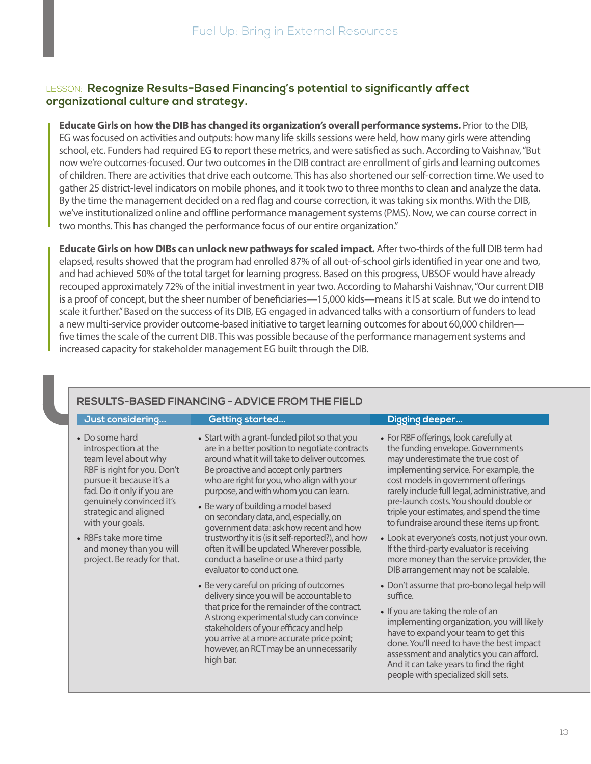## LESSON: Recognize Results-Based Financing's potential to significantly affect organizational culture and strategy.

**Educate Girls on how the DIB has changed its organization's overall performance systems.** Prior to the DIB, EG was focused on activities and outputs: how many life skills sessions were held, how many girls were attending school, etc. Funders had required EG to report these metrics, and were satisfied as such. According to Vaishnav, "But now we're outcomes-focused. Our two outcomes in the DIB contract are enrollment of girls and learning outcomes of children. There are activities that drive each outcome. This has also shortened our self-correction time. We used to gather 25 district-level indicators on mobile phones, and it took two to three months to clean and analyze the data. By the time the management decided on a red flag and course correction, it was taking six months. With the DIB, we've institutionalized online and offline performance management systems (PMS). Now, we can course correct in two months. This has changed the performance focus of our entire organization."

**Educate Girls on how DIBs can unlock new pathways for scaled impact.** After two-thirds of the full DIB term had elapsed, results showed that the program had enrolled 87% of all out-of-school girls identified in year one and two, and had achieved 50% of the total target for learning progress. Based on this progress, UBSOF would have already recouped approximately 72% of the initial investment in year two. According to Maharshi Vaishnav, "Our current DIB is a proof of concept, but the sheer number of beneficiaries—15,000 kids—means it IS at scale. But we do intend to scale it further." Based on the success of its DIB, EG engaged in advanced talks with a consortium of funders to lead a new multi-service provider outcome-based initiative to target learning outcomes for about 60,000 children—five times the scale of the current DIB. This was possible because of the performance management systems and increased capacity for stakeholder management EG built through the DIB.

### RESULTS-BASED FINANCING - ADVICE FROM THE FIELD

**Just considering...**

- Do some hard introspection at the team level about why RBF is right for you. Don't pursue it because it's a fad. Do it only if you are genuinely convinced it's strategic and aligned with your goals.
- RBFs take more time and money than you will project. Be ready for that.

**Getting started...**

- Start with a grant-funded pilot so that you are in a better position to negotiate contracts around what it will take to deliver outcomes. Be proactive and accept only partners who are right for you, who align with your purpose, and with whom you can learn.
- Be wary of building a model based on secondary data, and, especially, on government data: ask how recent and how trustworthy it is (is it self-reported?), and how often it will be updated. Wherever possible, conduct a baseline or use a third party evaluator to conduct one.
- Be very careful on pricing of outcomes delivery since you will be accountable to that price for the remainder of the contract. A strong experimental study can convince stakeholders of your efficacy and help you arrive at a more accurate price point; however, an RCT may be an unnecessarily high bar.

**Digging deeper...**

- For RBF offerings, look carefully at the funding envelope. Governments may underestimate the true cost of implementing service. For example, the cost models in government offerings rarely include full legal, administrative, and pre-launch costs. You should double or triple your estimates, and spend the time to fundraise around these items up front.
- Look at everyone's costs, not just your own. If the third-party evaluator is receiving more money than the service provider, the DIB arrangement may not be scalable.
- Don't assume that pro-bono legal help will suffice.
- If you are taking the role of an implementing organization, you will likely have to expand your team to get this done. You'll need to have the best impact assessment and analytics you can afford. And it can take years to find the right people with specialized skill sets.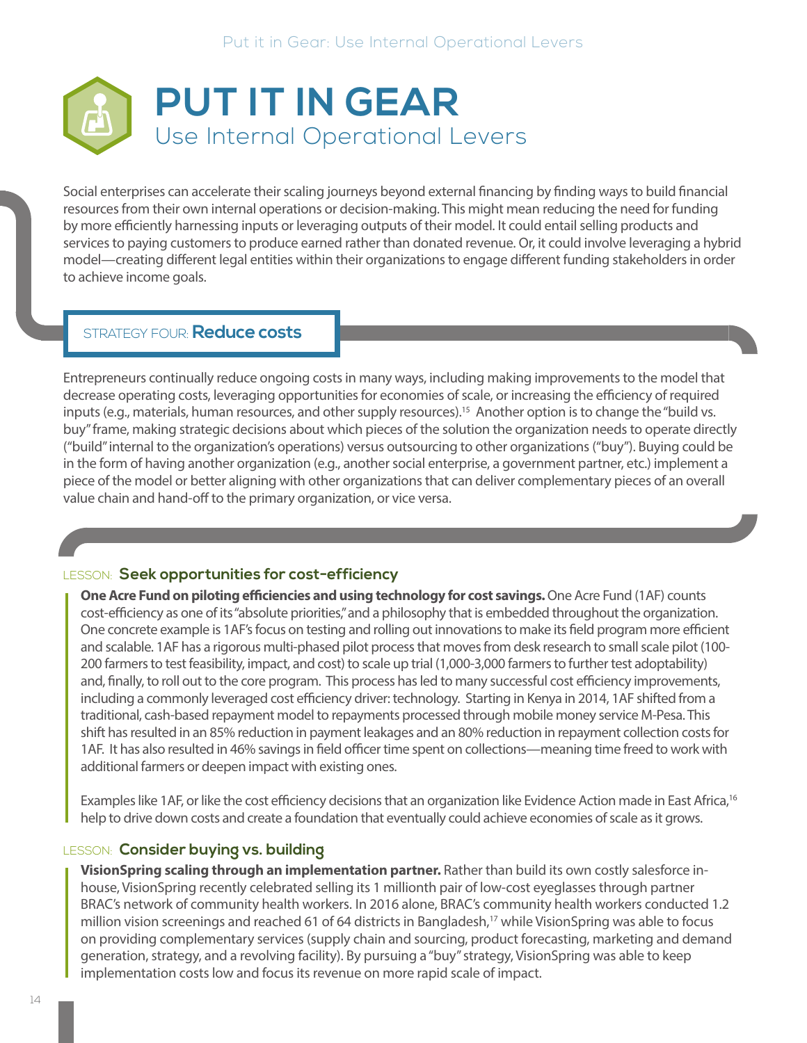# PUT IT IN GEAR

## Use Internal Operational Levers

Social enterprises can accelerate their scaling journeys beyond external financing by finding ways to build financial resources from their own internal operations or decision-making. This might mean reducing the need for funding by more efficiently harnessing inputs or leveraging outputs of their model. It could entail selling products and services to paying customers to produce earned rather than donated revenue. Or, it could involve leveraging a hybrid model—creating different legal entities within their organizations to engage different funding stakeholders in order to achieve income goals.

### STRATEGY FOUR: **Reduce costs**

Entrepreneurs continually reduce ongoing costs in many ways, including making improvements to the model that decrease operating costs, leveraging opportunities for economies of scale, or increasing the efficiency of required inputs (e.g., materials, human resources, and other supply resources).[15] Another option is to change the "build vs. buy" frame, making strategic decisions about which pieces of the solution the organization needs to operate directly ("build" internal to the organization's operations) versus outsourcing to other organizations ("buy"). Buying could be in the form of having another organization (e.g., another social enterprise, a government partner, etc.) implement a piece of the model or better aligning with other organizations that can deliver complementary pieces of an overall value chain and hand-off to the primary organization, or vice versa.

#### LESSON: **Seek opportunities for cost-efficiency**

**One Acre Fund on piloting efficiencies and using technology for cost savings.** One Acre Fund (1AF) counts cost-efficiency as one of its "absolute priorities," and a philosophy that is embedded throughout the organization. One concrete example is 1AF's focus on testing and rolling out innovations to make its field program more efficient and scalable. 1AF has a rigorous multi-phased pilot process that moves from desk research to small scale pilot (100-200 farmers to test feasibility, impact, and cost) to scale up trial (1,000-3,000 farmers to further test adoptability) and, finally, to roll out to the core program. This process has led to many successful cost efficiency improvements, including a commonly leveraged cost efficiency driver: technology. Starting in Kenya in 2014, 1AF shifted from a traditional, cash-based repayment model to repayments processed through mobile money service M-Pesa. This shift has resulted in an 85% reduction in payment leakages and an 80% reduction in repayment collection costs for 1AF. It has also resulted in 46% savings in field officer time spent on collections—meaning time freed to work with additional farmers or deepen impact with existing ones.

Examples like 1AF, or like the cost efficiency decisions that an organization like Evidence Action made in East Africa,[16] help to drive down costs and create a foundation that eventually could achieve economies of scale as it grows.

#### LESSON: **Consider buying vs. building**

**VisionSpring scaling through an implementation partner.** Rather than build its own costly salesforce in-house, VisionSpring recently celebrated selling its 1 millionth pair of low-cost eyeglasses through partner BRAC's network of community health workers. In 2016 alone, BRAC's community health workers conducted 1.2 million vision screenings and reached 61 of 64 districts in Bangladesh,[17] while VisionSpring was able to focus on providing complementary services (supply chain and sourcing, product forecasting, marketing and demand generation, strategy, and a revolving facility). By pursuing a "buy" strategy, VisionSpring was able to keep implementation costs low and focus its revenue on more rapid scale of impact.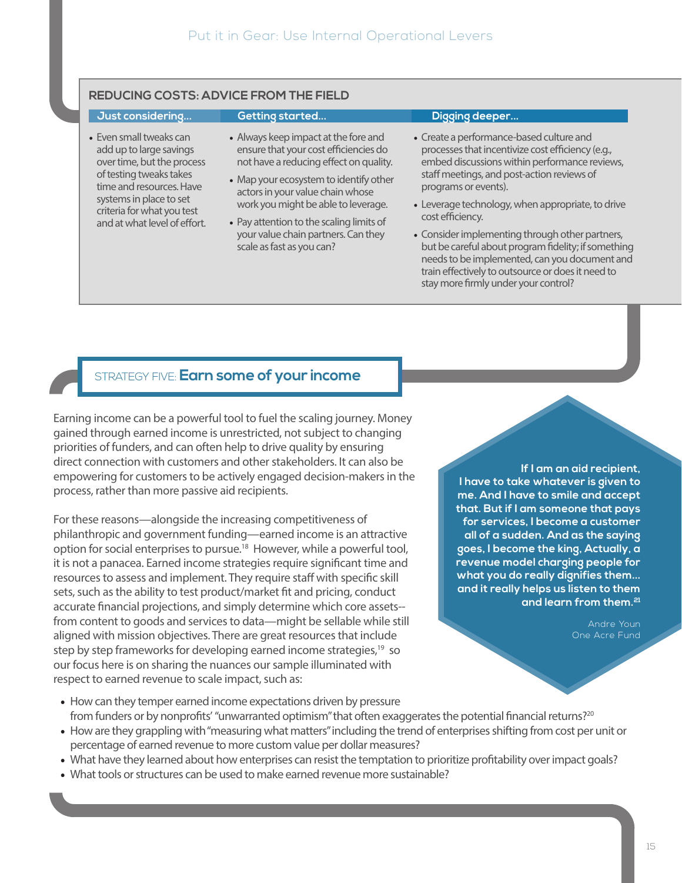## REDUCING COSTS: ADVICE FROM THE FIELD

| Just considering... | Getting started... | Digging deeper... |
| --- | --- | --- |
| • Even small tweaks can add up to large savings over time, but the process of testing tweaks takes time and resources. Have systems in place to set criteria for what you test and at what level of effort. | • Always keep impact at the fore and ensure that your cost efficiencies do not have a reducing effect on quality. • Map your ecosystem to identify other actors in your value chain whose work you might be able to leverage. • Pay attention to the scaling limits of your value chain partners. Can they scale as fast as you can? | • Create a performance-based culture and processes that incentivize cost efficiency (e.g., embed discussions within performance reviews, staff meetings, and post-action reviews of programs or events). • Leverage technology, when appropriate, to drive cost efficiency. • Consider implementing through other partners, but be careful about program fidelity; if something needs to be implemented, can you document and train effectively to outsource or does it need to stay more firmly under your control? |

## STRATEGY FIVE: **Earn some of your income**

Earning income can be a powerful tool to fuel the scaling journey. Money gained through earned income is unrestricted, not subject to changing priorities of funders, and can often help to drive quality by ensuring direct connection with customers and other stakeholders. It can also be empowering for customers to be actively engaged decision-makers in the process, rather than more passive aid recipients.

For these reasons—alongside the increasing competitiveness of philanthropic and government funding—earned income is an attractive option for social enterprises to pursue.[18] However, while a powerful tool, it is not a panacea. Earned income strategies require significant time and resources to assess and implement. They require staff with specific skill sets, such as the ability to test product/market fit and pricing, conduct accurate financial projections, and simply determine which core assets--from content to goods and services to data—might be sellable while still aligned with mission objectives. There are great resources that include step by step frameworks for developing earned income strategies,[19] so our focus here is on sharing the nuances our sample illuminated with respect to earned revenue to scale impact, such as:

> **If I am an aid recipient, I have to take whatever is given to me. And I have to smile and accept that. But if I am someone that pays for services, I become a customer all of a sudden. And as the saying goes, I become the king. Actually, a revenue model charging people for what you do really dignifies them... and it really helps us listen to them and learn from them.[21]**
>
> Andre Youn
> One Acre Fund

- How can they temper earned income expectations driven by pressure from funders or by nonprofits' "unwarranted optimism" that often exaggerates the potential financial returns?[20]
- How are they grappling with "measuring what matters" including the trend of enterprises shifting from cost per unit or percentage of earned revenue to more custom value per dollar measures?
- What have they learned about how enterprises can resist the temptation to prioritize profitability over impact goals?
- What tools or structures can be used to make earned revenue more sustainable?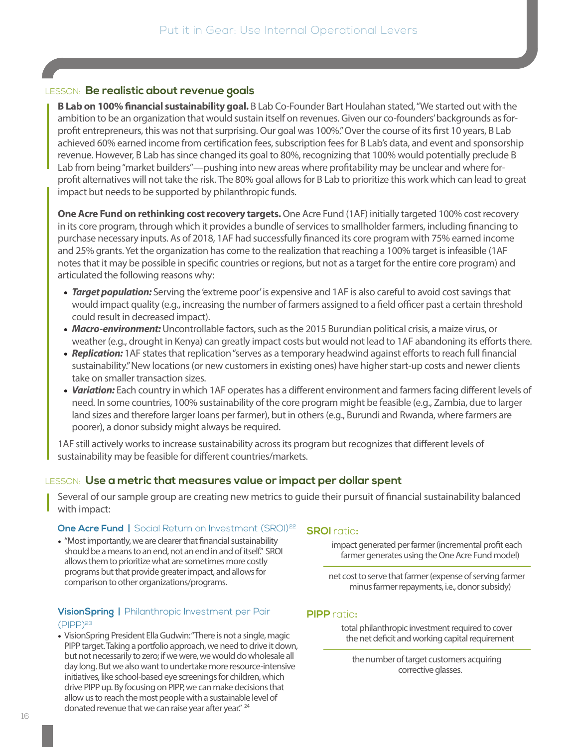## LESSON: Be realistic about revenue goals

**B Lab on 100% financial sustainability goal.** B Lab Co-Founder Bart Houlahan stated, "We started out with the ambition to be an organization that would sustain itself on revenues. Given our co-founders' backgrounds as for-profit entrepreneurs, this was not that surprising. Our goal was 100%." Over the course of its first 10 years, B Lab achieved 60% earned income from certification fees, subscription fees for B Lab's data, and event and sponsorship revenue. However, B Lab has since changed its goal to 80%, recognizing that 100% would potentially preclude B Lab from being "market builders"—pushing into new areas where profitability may be unclear and where for-profit alternatives will not take the risk. The 80% goal allows for B Lab to prioritize this work which can lead to great impact but needs to be supported by philanthropic funds.

**One Acre Fund on rethinking cost recovery targets.** One Acre Fund (1AF) initially targeted 100% cost recovery in its core program, through which it provides a bundle of services to smallholder farmers, including financing to purchase necessary inputs. As of 2018, 1AF had successfully financed its core program with 75% earned income and 25% grants. Yet the organization has come to the realization that reaching a 100% target is infeasible (1AF notes that it may be possible in specific countries or regions, but not as a target for the entire core program) and articulated the following reasons why:

- ***Target population:*** Serving the 'extreme poor' is expensive and 1AF is also careful to avoid cost savings that would impact quality (e.g., increasing the number of farmers assigned to a field officer past a certain threshold could result in decreased impact).
- ***Macro-environment:*** Uncontrollable factors, such as the 2015 Burundian political crisis, a maize virus, or weather (e.g., drought in Kenya) can greatly impact costs but would not lead to 1AF abandoning its efforts there.
- ***Replication:*** 1AF states that replication "serves as a temporary headwind against efforts to reach full financial sustainability." New locations (or new customers in existing ones) have higher start-up costs and newer clients take on smaller transaction sizes.
- ***Variation:*** Each country in which 1AF operates has a different environment and farmers facing different levels of need. In some countries, 100% sustainability of the core program might be feasible (e.g., Zambia, due to larger land sizes and therefore larger loans per farmer), but in others (e.g., Burundi and Rwanda, where farmers are poorer), a donor subsidy might always be required.

1AF still actively works to increase sustainability across its program but recognizes that different levels of sustainability may be feasible for different countries/markets.

## LESSON: Use a metric that measures value or impact per dollar spent

Several of our sample group are creating new metrics to guide their pursuit of financial sustainability balanced with impact:

### One Acre Fund | Social Return on Investment (SROI)[22]

- "Most importantly, we are clearer that financial sustainability should be a means to an end, not an end in and of itself." SROI allows them to prioritize what are sometimes more costly programs but that provide greater impact, and allows for comparison to other organizations/programs.

**SROI** ratio:

$$\frac{\text{impact generated per farmer (incremental profit each farmer generates using the One Acre Fund model)}}{\text{net cost to serve that farmer (expense of serving farmer minus farmer repayments, i.e., donor subsidy)}}$$

### VisionSpring | Philanthropic Investment per Pair (PIPP)[23]

- VisionSpring President Ella Gudwin: "There is not a single, magic PIPP target. Taking a portfolio approach, we need to drive it down, but not necessarily to zero; if we were, we would do wholesale all day long. But we also want to undertake more resource-intensive initiatives, like school-based eye screenings for children, which drive PIPP up. By focusing on PIPP, we can make decisions that allow us to reach the most people with a sustainable level of donated revenue that we can raise year after year." [24]

**PIPP** ratio:

$$\frac{\text{total philanthropic investment required to cover the net deficit and working capital requirement}}{\text{the number of target customers acquiring corrective glasses.}}$$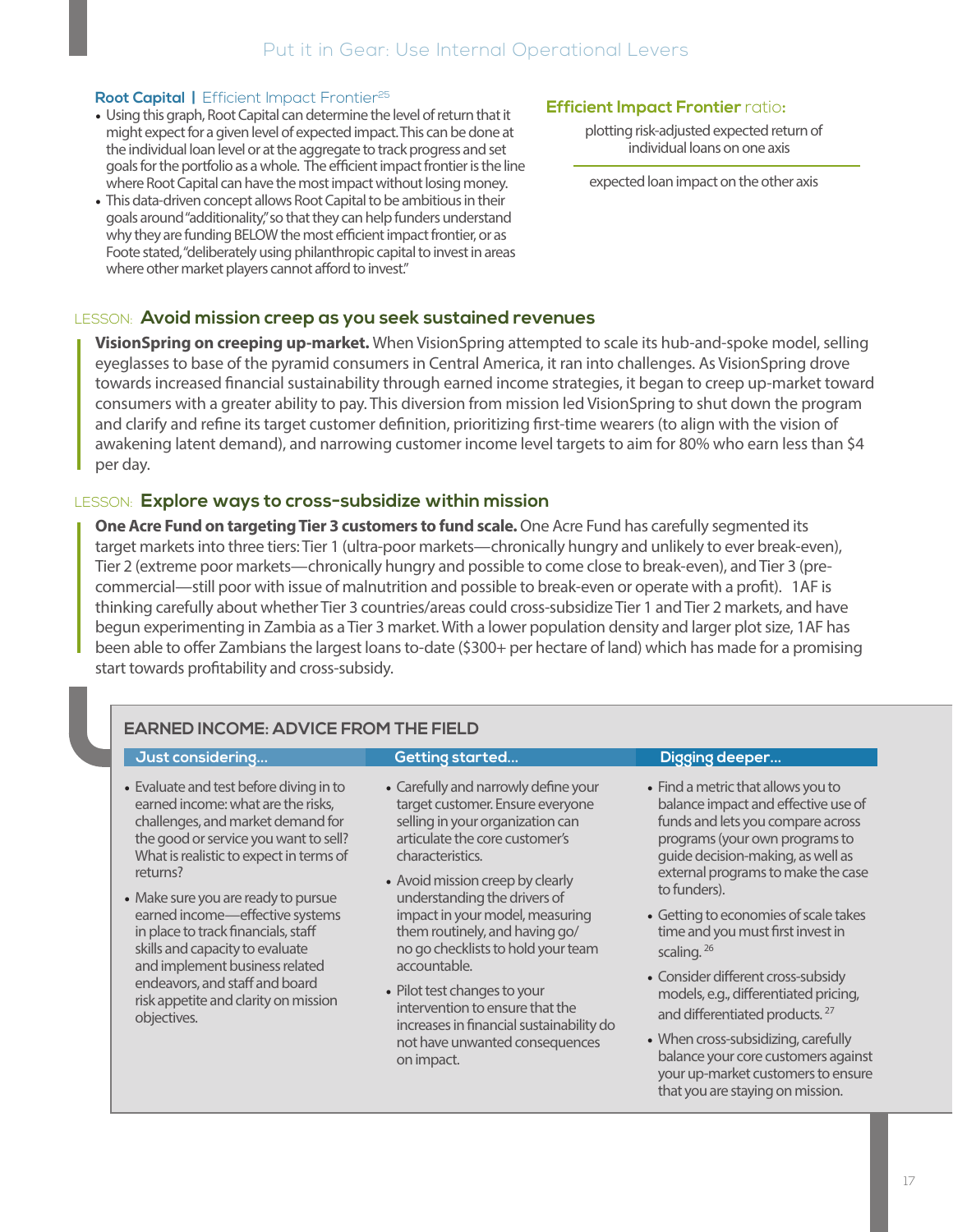## Put it in Gear: Use Internal Operational Levers

**Root Capital | Efficient Impact Frontier**[25]

- Using this graph, Root Capital can determine the level of return that it might expect for a given level of expected impact. This can be done at the individual loan level or at the aggregate to track progress and set goals for the portfolio as a whole. The efficient impact frontier is the line where Root Capital can have the most impact without losing money.
- This data-driven concept allows Root Capital to be ambitious in their goals around "additionality," so that they can help funders understand why they are funding BELOW the most efficient impact frontier, or as Foote stated, "deliberately using philanthropic capital to invest in areas where other market players cannot afford to invest."

**Efficient Impact Frontier ratio:**

$$\frac{\text{plotting risk-adjusted expected return of individual loans on one axis}}{\text{expected loan impact on the other axis}}$$

### LESSON: Avoid mission creep as you seek sustained revenues

**VisionSpring on creeping up-market.** When VisionSpring attempted to scale its hub-and-spoke model, selling eyeglasses to base of the pyramid consumers in Central America, it ran into challenges. As VisionSpring drove towards increased financial sustainability through earned income strategies, it began to creep up-market toward consumers with a greater ability to pay. This diversion from mission led VisionSpring to shut down the program and clarify and refine its target customer definition, prioritizing first-time wearers (to align with the vision of awakening latent demand), and narrowing customer income level targets to aim for 80% who earn less than $4 per day.

### LESSON: Explore ways to cross-subsidize within mission

**One Acre Fund on targeting Tier 3 customers to fund scale.** One Acre Fund has carefully segmented its target markets into three tiers: Tier 1 (ultra-poor markets—chronically hungry and unlikely to ever break-even), Tier 2 (extreme poor markets—chronically hungry and possible to come close to break-even), and Tier 3 (pre-commercial—still poor with issue of malnutrition and possible to break-even or operate with a profit). 1AF is thinking carefully about whether Tier 3 countries/areas could cross-subsidize Tier 1 and Tier 2 markets, and have begun experimenting in Zambia as a Tier 3 market. With a lower population density and larger plot size, 1AF has been able to offer Zambians the largest loans to-date ($300+ per hectare of land) which has made for a promising start towards profitability and cross-subsidy.

### EARNED INCOME: ADVICE FROM THE FIELD

**Just considering...**

- Evaluate and test before diving in to earned income: what are the risks, challenges, and market demand for the good or service you want to sell? What is realistic to expect in terms of returns?
- Make sure you are ready to pursue earned income—effective systems in place to track financials, staff skills and capacity to evaluate and implement business related endeavors, and staff and board risk appetite and clarity on mission objectives.

**Getting started...**

- Carefully and narrowly define your target customer. Ensure everyone selling in your organization can articulate the core customer's characteristics.
- Avoid mission creep by clearly understanding the drivers of impact in your model, measuring them routinely, and having go/no go checklists to hold your team accountable.
- Pilot test changes to your intervention to ensure that the increases in financial sustainability do not have unwanted consequences on impact.

**Digging deeper...**

- Find a metric that allows you to balance impact and effective use of funds and lets you compare across programs (your own programs to guide decision-making, as well as external programs to make the case to funders).
- Getting to economies of scale takes time and you must first invest in scaling.[26]
- Consider different cross-subsidy models, e.g., differentiated pricing, and differentiated products.[27]
- When cross-subsidizing, carefully balance your core customers against your up-market customers to ensure that you are staying on mission.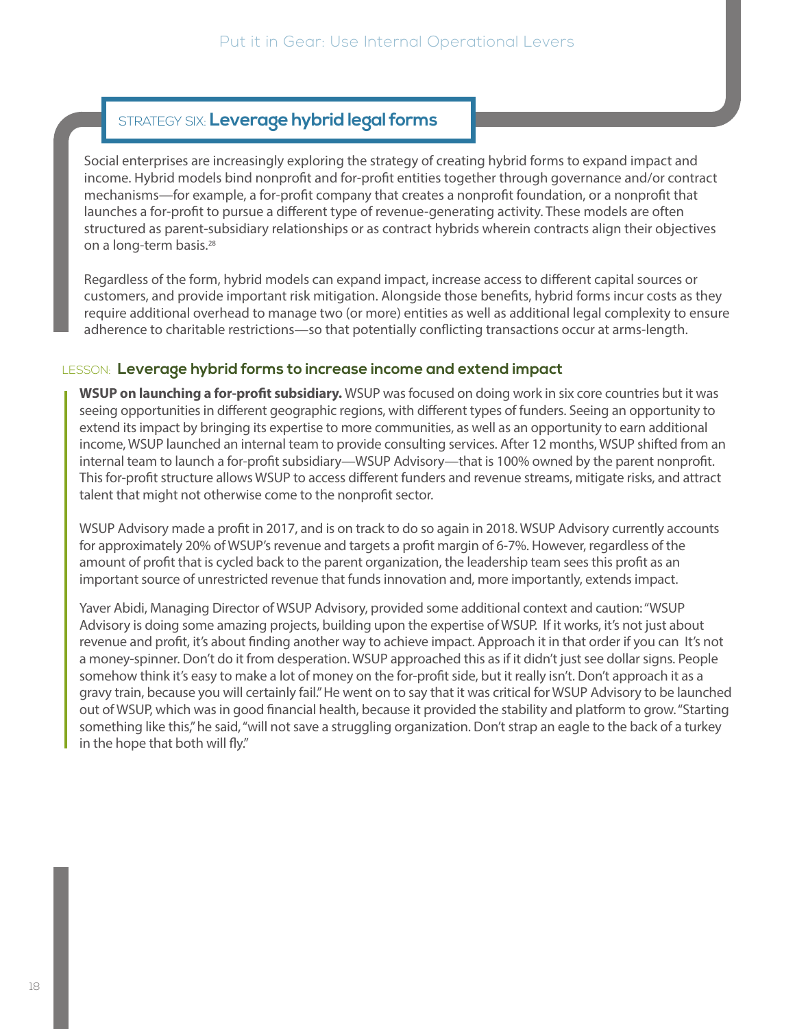## STRATEGY SIX: **Leverage hybrid legal forms**

Social enterprises are increasingly exploring the strategy of creating hybrid forms to expand impact and income. Hybrid models bind nonprofit and for-profit entities together through governance and/or contract mechanisms—for example, a for-profit company that creates a nonprofit foundation, or a nonprofit that launches a for-profit to pursue a different type of revenue-generating activity. These models are often structured as parent-subsidiary relationships or as contract hybrids wherein contracts align their objectives on a long-term basis.[28]

Regardless of the form, hybrid models can expand impact, increase access to different capital sources or customers, and provide important risk mitigation. Alongside those benefits, hybrid forms incur costs as they require additional overhead to manage two (or more) entities as well as additional legal complexity to ensure adherence to charitable restrictions—so that potentially conflicting transactions occur at arms-length.

### LESSON: **Leverage hybrid forms to increase income and extend impact**

**WSUP on launching a for-profit subsidiary.** WSUP was focused on doing work in six core countries but it was seeing opportunities in different geographic regions, with different types of funders. Seeing an opportunity to extend its impact by bringing its expertise to more communities, as well as an opportunity to earn additional income, WSUP launched an internal team to provide consulting services. After 12 months, WSUP shifted from an internal team to launch a for-profit subsidiary—WSUP Advisory—that is 100% owned by the parent nonprofit. This for-profit structure allows WSUP to access different funders and revenue streams, mitigate risks, and attract talent that might not otherwise come to the nonprofit sector.

WSUP Advisory made a profit in 2017, and is on track to do so again in 2018. WSUP Advisory currently accounts for approximately 20% of WSUP's revenue and targets a profit margin of 6-7%. However, regardless of the amount of profit that is cycled back to the parent organization, the leadership team sees this profit as an important source of unrestricted revenue that funds innovation and, more importantly, extends impact.

Yaver Abidi, Managing Director of WSUP Advisory, provided some additional context and caution: "WSUP Advisory is doing some amazing projects, building upon the expertise of WSUP. If it works, it's not just about revenue and profit, it's about finding another way to achieve impact. Approach it in that order if you can It's not a money-spinner. Don't do it from desperation. WSUP approached this as if it didn't just see dollar signs. People somehow think it's easy to make a lot of money on the for-profit side, but it really isn't. Don't approach it as a gravy train, because you will certainly fail." He went on to say that it was critical for WSUP Advisory to be launched out of WSUP, which was in good financial health, because it provided the stability and platform to grow. "Starting something like this," he said, "will not save a struggling organization. Don't strap an eagle to the back of a turkey in the hope that both will fly."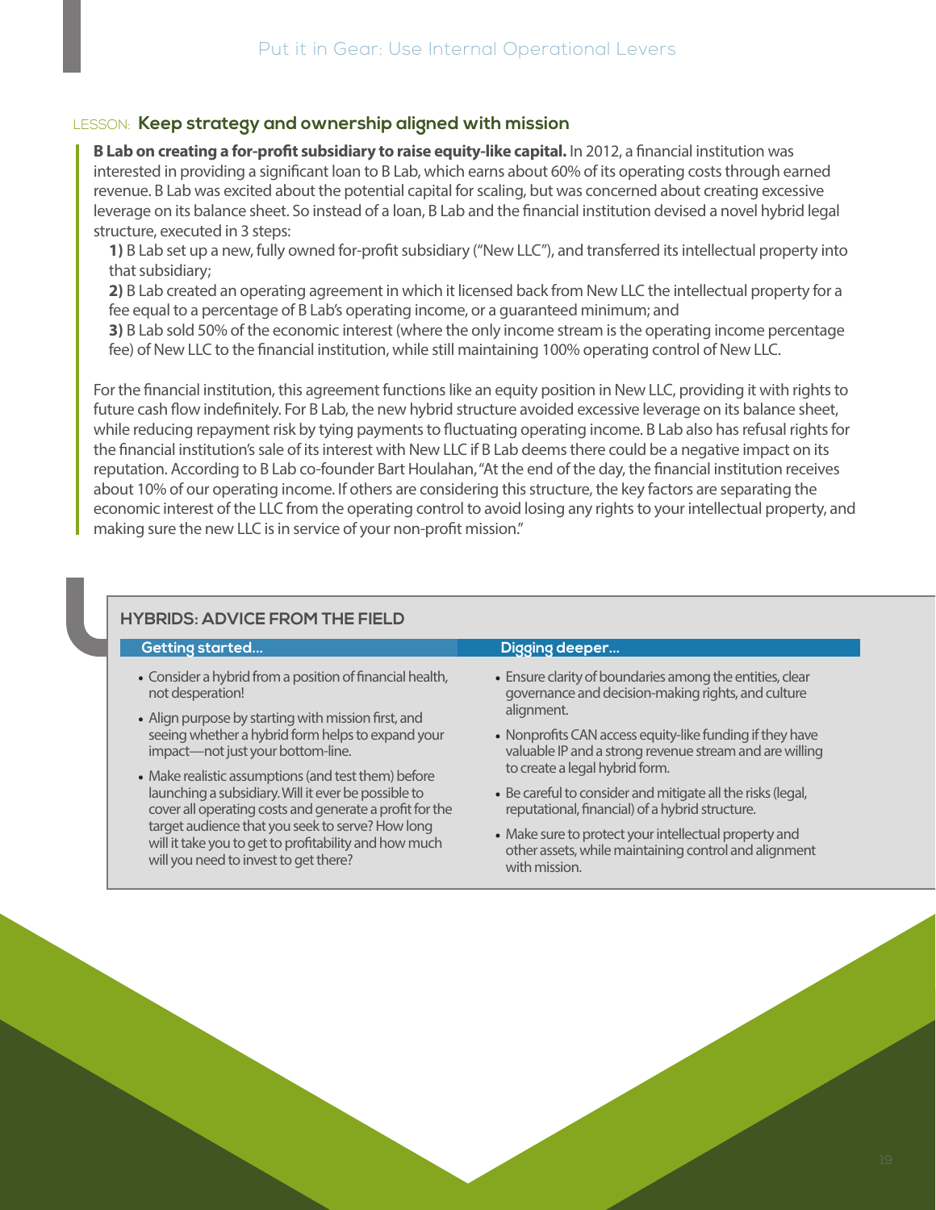## LESSON: Keep strategy and ownership aligned with mission

**B Lab on creating a for-profit subsidiary to raise equity-like capital.** In 2012, a financial institution was interested in providing a significant loan to B Lab, which earns about 60% of its operating costs through earned revenue. B Lab was excited about the potential capital for scaling, but was concerned about creating excessive leverage on its balance sheet. So instead of a loan, B Lab and the financial institution devised a novel hybrid legal structure, executed in 3 steps:

**1)** B Lab set up a new, fully owned for-profit subsidiary ("New LLC"), and transferred its intellectual property into that subsidiary;

**2)** B Lab created an operating agreement in which it licensed back from New LLC the intellectual property for a fee equal to a percentage of B Lab's operating income, or a guaranteed minimum; and

**3)** B Lab sold 50% of the economic interest (where the only income stream is the operating income percentage fee) of New LLC to the financial institution, while still maintaining 100% operating control of New LLC.

For the financial institution, this agreement functions like an equity position in New LLC, providing it with rights to future cash flow indefinitely. For B Lab, the new hybrid structure avoided excessive leverage on its balance sheet, while reducing repayment risk by tying payments to fluctuating operating income. B Lab also has refusal rights for the financial institution's sale of its interest with New LLC if B Lab deems there could be a negative impact on its reputation. According to B Lab co-founder Bart Houlahan, "At the end of the day, the financial institution receives about 10% of our operating income. If others are considering this structure, the key factors are separating the economic interest of the LLC from the operating control to avoid losing any rights to your intellectual property, and making sure the new LLC is in service of your non-profit mission."

### HYBRIDS: ADVICE FROM THE FIELD

**Getting started...**

- Consider a hybrid from a position of financial health, not desperation!
- Align purpose by starting with mission first, and seeing whether a hybrid form helps to expand your impact—not just your bottom-line.
- Make realistic assumptions (and test them) before launching a subsidiary. Will it ever be possible to cover all operating costs and generate a profit for the target audience that you seek to serve? How long will it take you to get to profitability and how much will you need to invest to get there?

**Digging deeper...**

- Ensure clarity of boundaries among the entities, clear governance and decision-making rights, and culture alignment.
- Nonprofits CAN access equity-like funding if they have valuable IP and a strong revenue stream and are willing to create a legal hybrid form.
- Be careful to consider and mitigate all the risks (legal, reputational, financial) of a hybrid structure.
- Make sure to protect your intellectual property and other assets, while maintaining control and alignment with mission.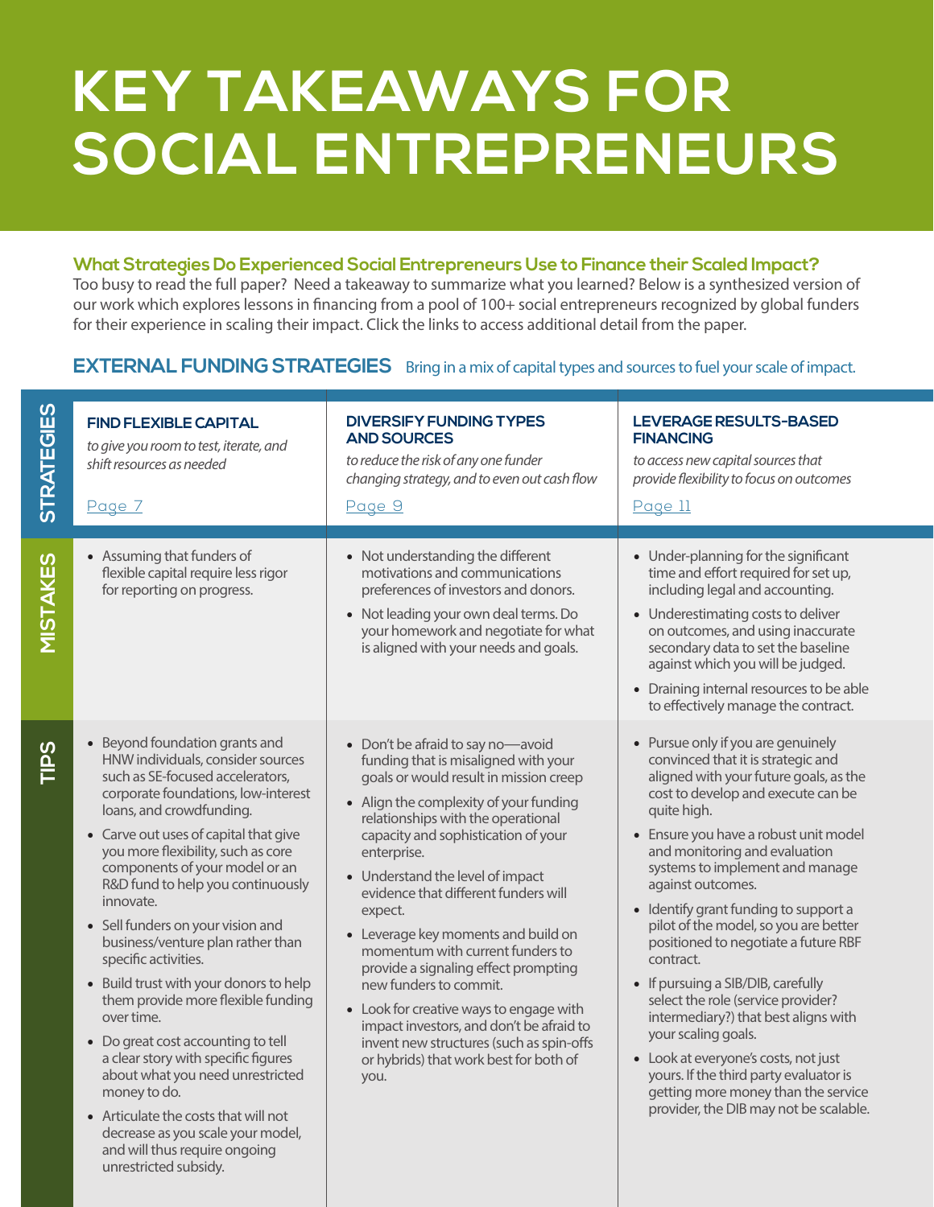# KEY TAKEAWAYS FOR SOCIAL ENTREPRENEURS

**What Strategies Do Experienced Social Entrepreneurs Use to Finance their Scaled Impact?**

Too busy to read the full paper? Need a takeaway to summarize what you learned? Below is a synthesized version of our work which explores lessons in financing from a pool of 100+ social entrepreneurs recognized by global funders for their experience in scaling their impact. Click the links to access additional detail from the paper.

## EXTERNAL FUNDING STRATEGIES

Bring in a mix of capital types and sources to fuel your scale of impact.

| | FIND FLEXIBLE CAPITAL | DIVERSIFY FUNDING TYPES AND SOURCES | LEVERAGE RESULTS-BASED FINANCING |
|---|---|---|---|
| **STRATEGIES** | *to give you room to test, iterate, and shift resources as needed*<br><br>Page 7 | *to reduce the risk of any one funder changing strategy, and to even out cash flow*<br><br>Page 9 | *to access new capital sources that provide flexibility to focus on outcomes*<br><br>Page 11 |
| **MISTAKES** | • Assuming that funders of flexible capital require less rigor for reporting on progress. | • Not understanding the different motivations and communications preferences of investors and donors.<br>• Not leading your own deal terms. Do your homework and negotiate for what is aligned with your needs and goals. | • Under-planning for the significant time and effort required for set up, including legal and accounting.<br>• Underestimating costs to deliver on outcomes, and using inaccurate secondary data to set the baseline against which you will be judged.<br>• Draining internal resources to be able to effectively manage the contract. |
| **TIPS** | • Beyond foundation grants and HNW individuals, consider sources such as SE-focused accelerators, corporate foundations, low-interest loans, and crowdfunding.<br>• Carve out uses of capital that give you more flexibility, such as core components of your model or an R&D fund to help you continuously innovate.<br>• Sell funders on your vision and business/venture plan rather than specific activities.<br>• Build trust with your donors to help them provide more flexible funding over time.<br>• Do great cost accounting to tell a clear story with specific figures about what you need unrestricted money to do.<br>• Articulate the costs that will not decrease as you scale your model, and will thus require ongoing unrestricted subsidy. | • Don't be afraid to say no—avoid funding that is misaligned with your goals or would result in mission creep<br>• Align the complexity of your funding relationships with the operational capacity and sophistication of your enterprise.<br>• Understand the level of impact evidence that different funders will expect.<br>• Leverage key moments and build on momentum with current funders to provide a signaling effect prompting new funders to commit.<br>• Look for creative ways to engage with impact investors, and don't be afraid to invent new structures (such as spin-offs or hybrids) that work best for both of you. | • Pursue only if you are genuinely convinced that it is strategic and aligned with your future goals, as the cost to develop and execute can be quite high.<br>• Ensure you have a robust unit model and monitoring and evaluation systems to implement and manage against outcomes.<br>• Identify grant funding to support a pilot of the model, so you are better positioned to negotiate a future RBF contract.<br>• If pursuing a SIB/DIB, carefully select the role (service provider? intermediary?) that best aligns with your scaling goals.<br>• Look at everyone's costs, not just yours. If the third party evaluator is getting more money than the service provider, the DIB may not be scalable. |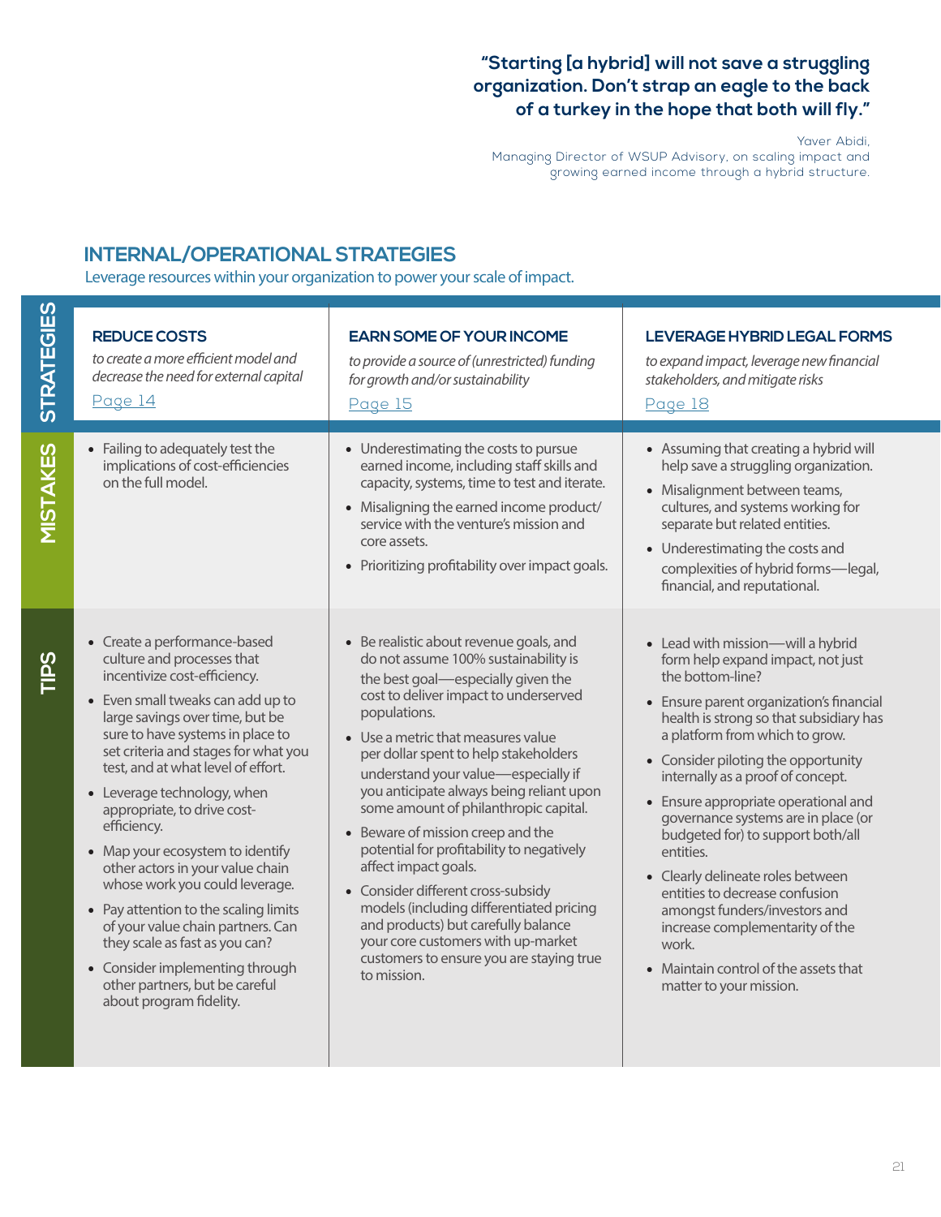> **"Starting [a hybrid] will not save a struggling organization. Don't strap an eagle to the back of a turkey in the hope that both will fly."**
>
> Yaver Abidi,
> Managing Director of WSUP Advisory, on scaling impact and growing earned income through a hybrid structure.

## INTERNAL/OPERATIONAL STRATEGIES

Leverage resources within your organization to power your scale of impact.

| | REDUCE COSTS | EARN SOME OF YOUR INCOME | LEVERAGE HYBRID LEGAL FORMS |
|---|---|---|---|
| **STRATEGIES** | *to create a more efficient model and decrease the need for external capital*<br>Page 14 | *to provide a source of (unrestricted) funding for growth and/or sustainability*<br>Page 15 | *to expand impact, leverage new financial stakeholders, and mitigate risks*<br>Page 18 |
| **MISTAKES** | • Failing to adequately test the implications of cost-efficiencies on the full model. | • Underestimating the costs to pursue earned income, including staff skills and capacity, systems, time to test and iterate.<br>• Misaligning the earned income product/ service with the venture's mission and core assets.<br>• Prioritizing profitability over impact goals. | • Assuming that creating a hybrid will help save a struggling organization.<br>• Misalignment between teams, cultures, and systems working for separate but related entities.<br>• Underestimating the costs and complexities of hybrid forms—legal, financial, and reputational. |
| **TIPS** | • Create a performance-based culture and processes that incentivize cost-efficiency.<br>• Even small tweaks can add up to large savings over time, but be sure to have systems in place to set criteria and stages for what you test, and at what level of effort.<br>• Leverage technology, when appropriate, to drive cost-efficiency.<br>• Map your ecosystem to identify other actors in your value chain whose work you could leverage.<br>• Pay attention to the scaling limits of your value chain partners. Can they scale as fast as you can?<br>• Consider implementing through other partners, but be careful about program fidelity. | • Be realistic about revenue goals, and do not assume 100% sustainability is the best goal—especially given the cost to deliver impact to underserved populations.<br>• Use a metric that measures value per dollar spent to help stakeholders understand your value—especially if you anticipate always being reliant upon some amount of philanthropic capital.<br>• Beware of mission creep and the potential for profitability to negatively affect impact goals.<br>• Consider different cross-subsidy models (including differentiated pricing and products) but carefully balance your core customers with up-market customers to ensure you are staying true to mission. | • Lead with mission—will a hybrid form help expand impact, not just the bottom-line?<br>• Ensure parent organization's financial health is strong so that subsidiary has a platform from which to grow.<br>• Consider piloting the opportunity internally as a proof of concept.<br>• Ensure appropriate operational and governance systems are in place (or budgeted for) to support both/all entities.<br>• Clearly delineate roles between entities to decrease confusion amongst funders/investors and increase complementarity of the work.<br>• Maintain control of the assets that matter to your mission. |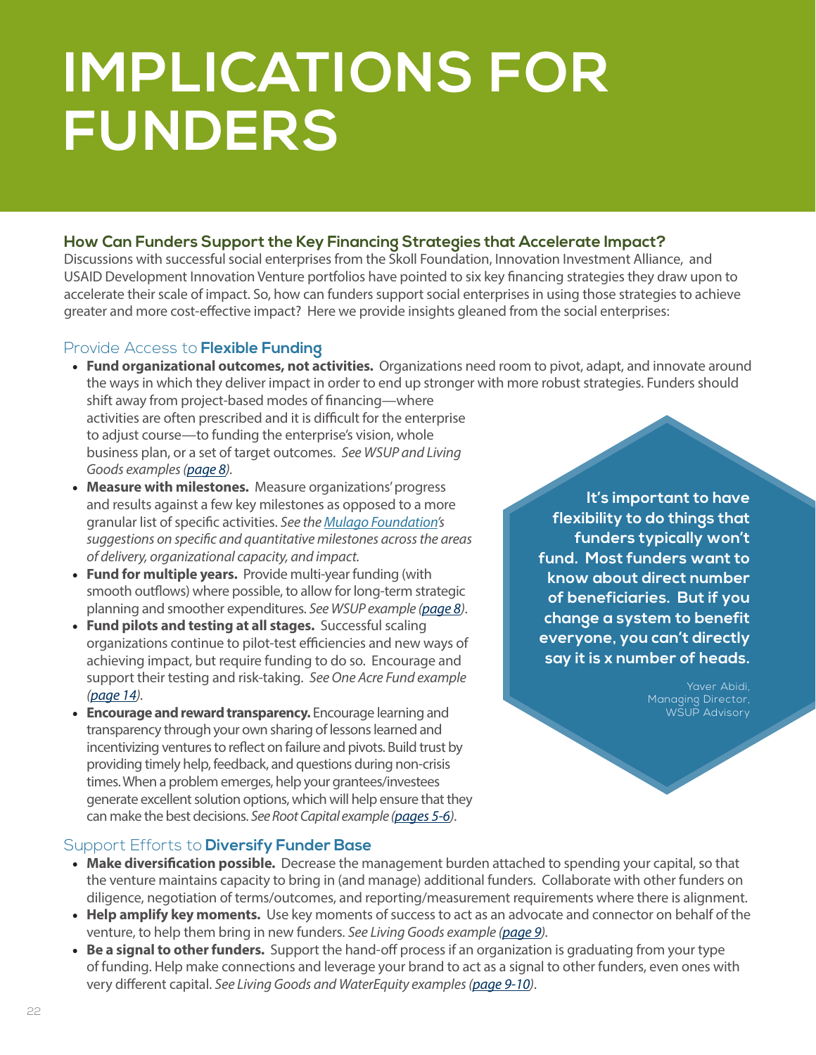# IMPLICATIONS FOR FUNDERS

### How Can Funders Support the Key Financing Strategies that Accelerate Impact?

Discussions with successful social enterprises from the Skoll Foundation, Innovation Investment Alliance, and USAID Development Innovation Venture portfolios have pointed to six key financing strategies they draw upon to accelerate their scale of impact. So, how can funders support social enterprises in using those strategies to achieve greater and more cost-effective impact? Here we provide insights gleaned from the social enterprises:

### Provide Access to **Flexible Funding**

- **Fund organizational outcomes, not activities.** Organizations need room to pivot, adapt, and innovate around the ways in which they deliver impact in order to end up stronger with more robust strategies. Funders should shift away from project-based modes of financing—where activities are often prescribed and it is difficult for the enterprise to adjust course—to funding the enterprise's vision, whole business plan, or a set of target outcomes. *See WSUP and Living Goods examples (page 8).*
- **Measure with milestones.** Measure organizations' progress and results against a few key milestones as opposed to a more granular list of specific activities. *See the Mulago Foundation's suggestions on specific and quantitative milestones across the areas of delivery, organizational capacity, and impact.*
- **Fund for multiple years.** Provide multi-year funding (with smooth outflows) where possible, to allow for long-term strategic planning and smoother expenditures. *See WSUP example (page 8).*
- **Fund pilots and testing at all stages.** Successful scaling organizations continue to pilot-test efficiencies and new ways of achieving impact, but require funding to do so. Encourage and support their testing and risk-taking. *See One Acre Fund example (page 14).*
- **Encourage and reward transparency.** Encourage learning and transparency through your own sharing of lessons learned and incentivizing ventures to reflect on failure and pivots. Build trust by providing timely help, feedback, and questions during non-crisis times. When a problem emerges, help your grantees/investees generate excellent solution options, which will help ensure that they can make the best decisions. *See Root Capital example (pages 5-6).*

> **It's important to have flexibility to do things that funders typically won't fund. Most funders want to know about direct number of beneficiaries. But if you change a system to benefit everyone, you can't directly say it is x number of heads.**
>
> Yaver Abidi, Managing Director, WSUP Advisory

### Support Efforts to **Diversify Funder Base**

- **Make diversification possible.** Decrease the management burden attached to spending your capital, so that the venture maintains capacity to bring in (and manage) additional funders. Collaborate with other funders on diligence, negotiation of terms/outcomes, and reporting/measurement requirements where there is alignment.
- **Help amplify key moments.** Use key moments of success to act as an advocate and connector on behalf of the venture, to help them bring in new funders. *See Living Goods example (page 9).*
- **Be a signal to other funders.** Support the hand-off process if an organization is graduating from your type of funding. Help make connections and leverage your brand to act as a signal to other funders, even ones with very different capital. *See Living Goods and WaterEquity examples (page 9-10).*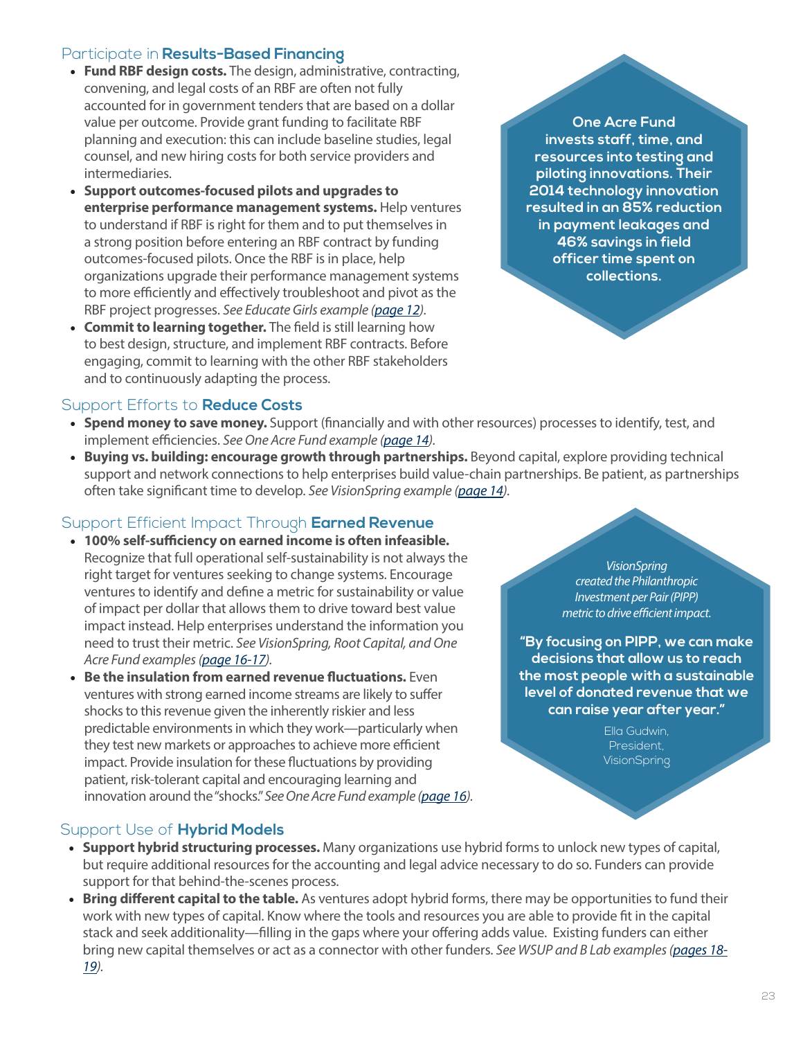## Participate in **Results-Based Financing**

- **Fund RBF design costs.** The design, administrative, contracting, convening, and legal costs of an RBF are often not fully accounted for in government tenders that are based on a dollar value per outcome. Provide grant funding to facilitate RBF planning and execution: this can include baseline studies, legal counsel, and new hiring costs for both service providers and intermediaries.
- **Support outcomes-focused pilots and upgrades to enterprise performance management systems.** Help ventures to understand if RBF is right for them and to put themselves in a strong position before entering an RBF contract by funding outcomes-focused pilots. Once the RBF is in place, help organizations upgrade their performance management systems to more efficiently and effectively troubleshoot and pivot as the RBF project progresses. *See Educate Girls example (page 12).*
- **Commit to learning together.** The field is still learning how to best design, structure, and implement RBF contracts. Before engaging, commit to learning with the other RBF stakeholders and to continuously adapting the process.

**One Acre Fund invests staff, time, and resources into testing and piloting innovations. Their 2014 technology innovation resulted in an 85% reduction in payment leakages and 46% savings in field officer time spent on collections.**

## Support Efforts to **Reduce Costs**

- **Spend money to save money.** Support (financially and with other resources) processes to identify, test, and implement efficiencies. *See One Acre Fund example (page 14).*
- **Buying vs. building: encourage growth through partnerships.** Beyond capital, explore providing technical support and network connections to help enterprises build value-chain partnerships. Be patient, as partnerships often take significant time to develop. *See VisionSpring example (page 14).*

## Support Efficient Impact Through **Earned Revenue**

- **100% self-sufficiency on earned income is often infeasible.** Recognize that full operational self-sustainability is not always the right target for ventures seeking to change systems. Encourage ventures to identify and define a metric for sustainability or value of impact per dollar that allows them to drive toward best value impact instead. Help enterprises understand the information you need to trust their metric. *See VisionSpring, Root Capital, and One Acre Fund examples (page 16-17).*
- **Be the insulation from earned revenue fluctuations.** Even ventures with strong earned income streams are likely to suffer shocks to this revenue given the inherently riskier and less predictable environments in which they work—particularly when they test new markets or approaches to achieve more efficient impact. Provide insulation for these fluctuations by providing patient, risk-tolerant capital and encouraging learning and innovation around the "shocks." *See One Acre Fund example (page 16).*

*VisionSpring created the Philanthropic Investment per Pair (PIPP) metric to drive efficient impact.*

**"By focusing on PIPP, we can make decisions that allow us to reach the most people with a sustainable level of donated revenue that we can raise year after year."**

Ella Gudwin, President, VisionSpring

## Support Use of **Hybrid Models**

- **Support hybrid structuring processes.** Many organizations use hybrid forms to unlock new types of capital, but require additional resources for the accounting and legal advice necessary to do so. Funders can provide support for that behind-the-scenes process.
- **Bring different capital to the table.** As ventures adopt hybrid forms, there may be opportunities to fund their work with new types of capital. Know where the tools and resources you are able to provide fit in the capital stack and seek additionality—filling in the gaps where your offering adds value. Existing funders can either bring new capital themselves or act as a connector with other funders. *See WSUP and B Lab examples (pages 18-19).*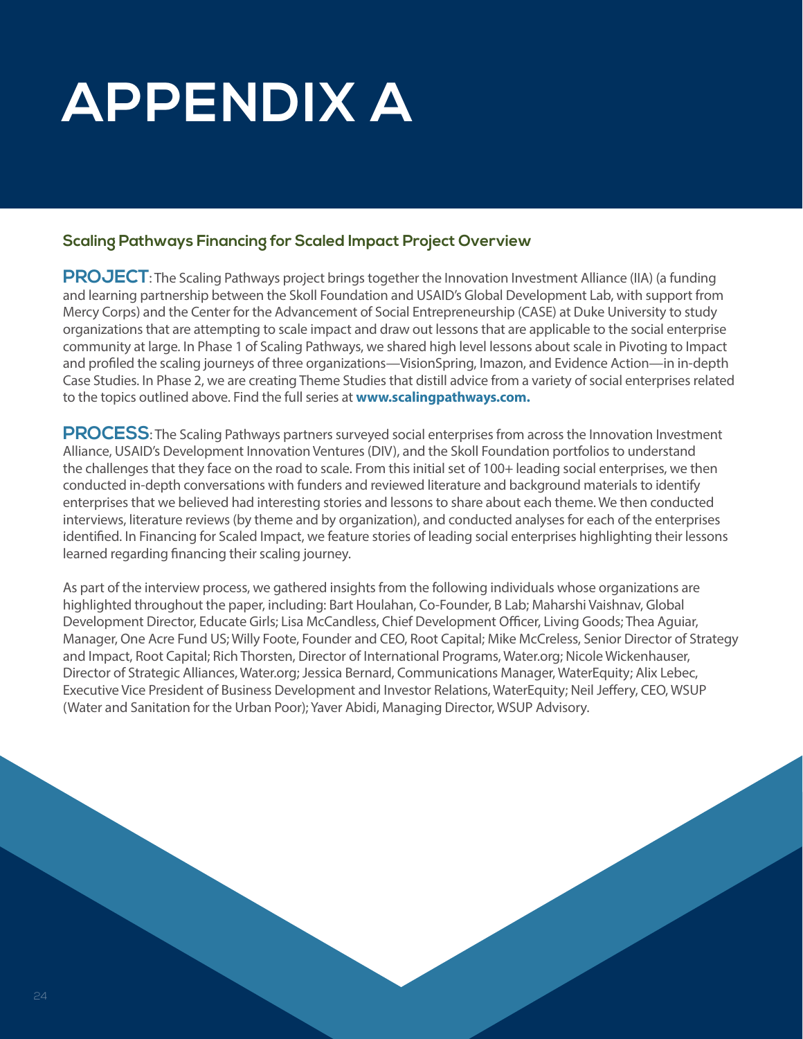# APPENDIX A

### Scaling Pathways Financing for Scaled Impact Project Overview

**PROJECT**: The Scaling Pathways project brings together the Innovation Investment Alliance (IIA) (a funding and learning partnership between the Skoll Foundation and USAID's Global Development Lab, with support from Mercy Corps) and the Center for the Advancement of Social Entrepreneurship (CASE) at Duke University to study organizations that are attempting to scale impact and draw out lessons that are applicable to the social enterprise community at large. In Phase 1 of Scaling Pathways, we shared high level lessons about scale in Pivoting to Impact and profiled the scaling journeys of three organizations—VisionSpring, Imazon, and Evidence Action—in in-depth Case Studies. In Phase 2, we are creating Theme Studies that distill advice from a variety of social enterprises related to the topics outlined above. Find the full series at **www.scalingpathways.com.**

**PROCESS**: The Scaling Pathways partners surveyed social enterprises from across the Innovation Investment Alliance, USAID's Development Innovation Ventures (DIV), and the Skoll Foundation portfolios to understand the challenges that they face on the road to scale. From this initial set of 100+ leading social enterprises, we then conducted in-depth conversations with funders and reviewed literature and background materials to identify enterprises that we believed had interesting stories and lessons to share about each theme. We then conducted interviews, literature reviews (by theme and by organization), and conducted analyses for each of the enterprises identified. In Financing for Scaled Impact, we feature stories of leading social enterprises highlighting their lessons learned regarding financing their scaling journey.

As part of the interview process, we gathered insights from the following individuals whose organizations are highlighted throughout the paper, including: Bart Houlahan, Co-Founder, B Lab; Maharshi Vaishnav, Global Development Director, Educate Girls; Lisa McCandless, Chief Development Officer, Living Goods; Thea Aguiar, Manager, One Acre Fund US; Willy Foote, Founder and CEO, Root Capital; Mike McCreless, Senior Director of Strategy and Impact, Root Capital; Rich Thorsten, Director of International Programs, Water.org; Nicole Wickenhauser, Director of Strategic Alliances, Water.org; Jessica Bernard, Communications Manager, WaterEquity; Alix Lebec, Executive Vice President of Business Development and Investor Relations, WaterEquity; Neil Jeffery, CEO, WSUP (Water and Sanitation for the Urban Poor); Yaver Abidi, Managing Director, WSUP Advisory.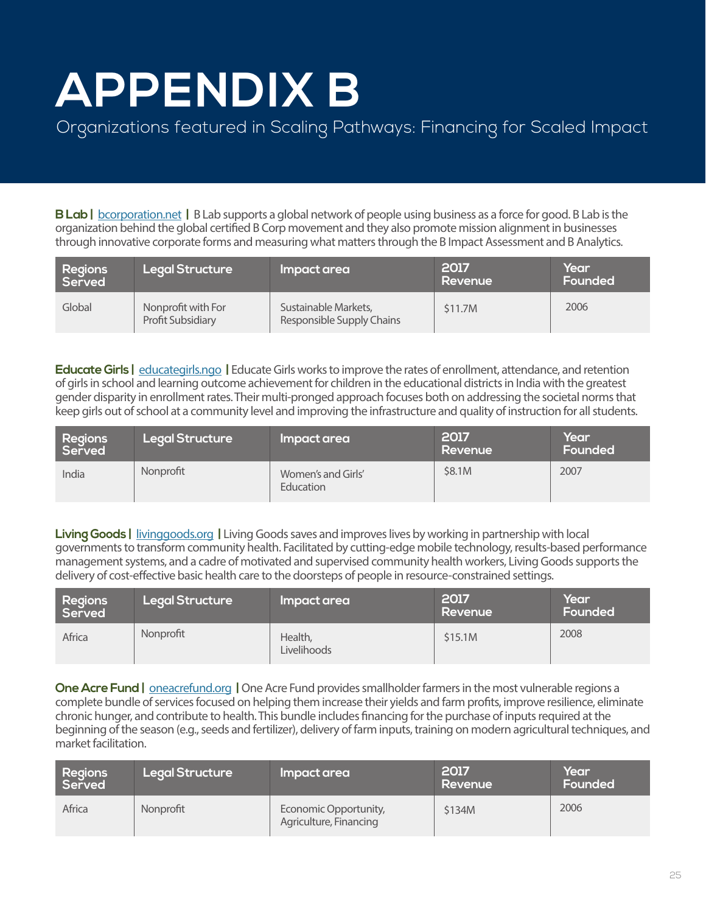# APPENDIX B

Organizations featured in Scaling Pathways: Financing for Scaled Impact

**B Lab |** bcorporation.net **|** B Lab supports a global network of people using business as a force for good. B Lab is the organization behind the global certified B Corp movement and they also promote mission alignment in businesses through innovative corporate forms and measuring what matters through the B Impact Assessment and B Analytics.

| Regions Served | Legal Structure | Impact area | 2017 Revenue | Year Founded |
|---|---|---|---|---|
| Global | Nonprofit with For Profit Subsidiary | Sustainable Markets, Responsible Supply Chains | $11.7M | 2006 |

**Educate Girls |** educategirls.ngo **|** Educate Girls works to improve the rates of enrollment, attendance, and retention of girls in school and learning outcome achievement for children in the educational districts in India with the greatest gender disparity in enrollment rates. Their multi-pronged approach focuses both on addressing the societal norms that keep girls out of school at a community level and improving the infrastructure and quality of instruction for all students.

| Regions Served | Legal Structure | Impact area | 2017 Revenue | Year Founded |
|---|---|---|---|---|
| India | Nonprofit | Women's and Girls' Education | $8.1M | 2007 |

**Living Goods |** livinggoods.org **|** Living Goods saves and improves lives by working in partnership with local governments to transform community health. Facilitated by cutting-edge mobile technology, results-based performance management systems, and a cadre of motivated and supervised community health workers, Living Goods supports the delivery of cost-effective basic health care to the doorsteps of people in resource-constrained settings.

| Regions Served | Legal Structure | Impact area | 2017 Revenue | Year Founded |
|---|---|---|---|---|
| Africa | Nonprofit | Health, Livelihoods | $15.1M | 2008 |

**One Acre Fund |** oneacrefund.org **|** One Acre Fund provides smallholder farmers in the most vulnerable regions a complete bundle of services focused on helping them increase their yields and farm profits, improve resilience, eliminate chronic hunger, and contribute to health. This bundle includes financing for the purchase of inputs required at the beginning of the season (e.g., seeds and fertilizer), delivery of farm inputs, training on modern agricultural techniques, and market facilitation.

| Regions Served | Legal Structure | Impact area | 2017 Revenue | Year Founded |
|---|---|---|---|---|
| Africa | Nonprofit | Economic Opportunity, Agriculture, Financing | $134M | 2006 |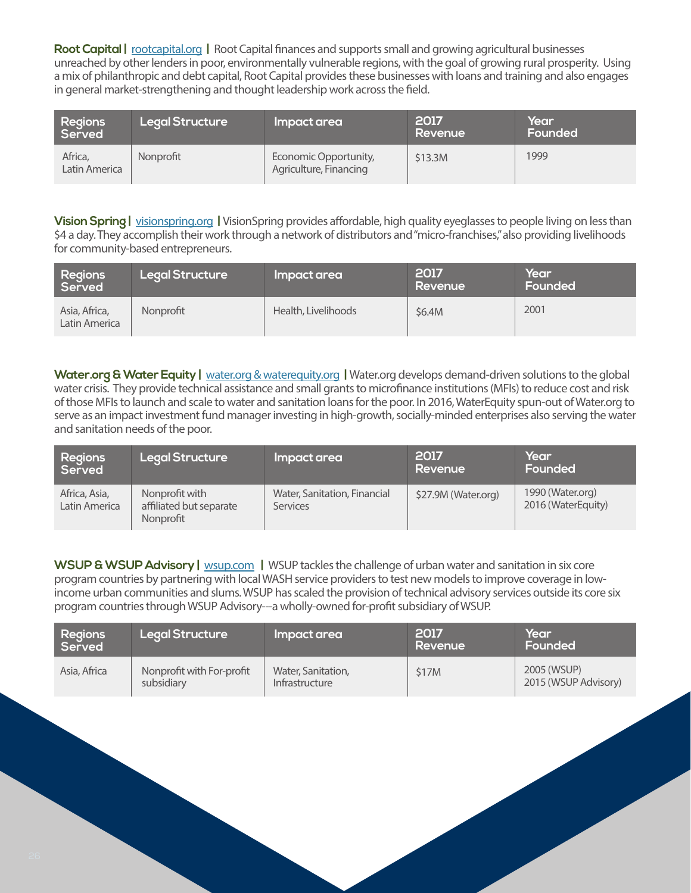**Root Capital** | rootcapital.org | Root Capital finances and supports small and growing agricultural businesses unreached by other lenders in poor, environmentally vulnerable regions, with the goal of growing rural prosperity. Using a mix of philanthropic and debt capital, Root Capital provides these businesses with loans and training and also engages in general market-strengthening and thought leadership work across the field.

| Regions Served | Legal Structure | Impact area | 2017 Revenue | Year Founded |
|---|---|---|---|---|
| Africa, Latin America | Nonprofit | Economic Opportunity, Agriculture, Financing | $13.3M | 1999 |

**Vision Spring** | visionspring.org | VisionSpring provides affordable, high quality eyeglasses to people living on less than $4 a day. They accomplish their work through a network of distributors and "micro-franchises," also providing livelihoods for community-based entrepreneurs.

| Regions Served | Legal Structure | Impact area | 2017 Revenue | Year Founded |
|---|---|---|---|---|
| Asia, Africa, Latin America | Nonprofit | Health, Livelihoods | $6.4M | 2001 |

**Water.org & Water Equity** | water.org & waterequity.org | Water.org develops demand-driven solutions to the global water crisis. They provide technical assistance and small grants to microfinance institutions (MFIs) to reduce cost and risk of those MFIs to launch and scale to water and sanitation loans for the poor. In 2016, WaterEquity spun-out of Water.org to serve as an impact investment fund manager investing in high-growth, socially-minded enterprises also serving the water and sanitation needs of the poor.

| Regions Served | Legal Structure | Impact area | 2017 Revenue | Year Founded |
|---|---|---|---|---|
| Africa, Asia, Latin America | Nonprofit with affiliated but separate Nonprofit | Water, Sanitation, Financial Services | $27.9M (Water.org) | 1990 (Water.org) 2016 (WaterEquity) |

**WSUP & WSUP Advisory** | wsup.com | WSUP tackles the challenge of urban water and sanitation in six core program countries by partnering with local WASH service providers to test new models to improve coverage in low-income urban communities and slums. WSUP has scaled the provision of technical advisory services outside its core six program countries through WSUP Advisory---a wholly-owned for-profit subsidiary of WSUP.

| Regions Served | Legal Structure | Impact area | 2017 Revenue | Year Founded |
|---|---|---|---|---|
| Asia, Africa | Nonprofit with For-profit subsidiary | Water, Sanitation, Infrastructure | $17M | 2005 (WSUP) 2015 (WSUP Advisory) |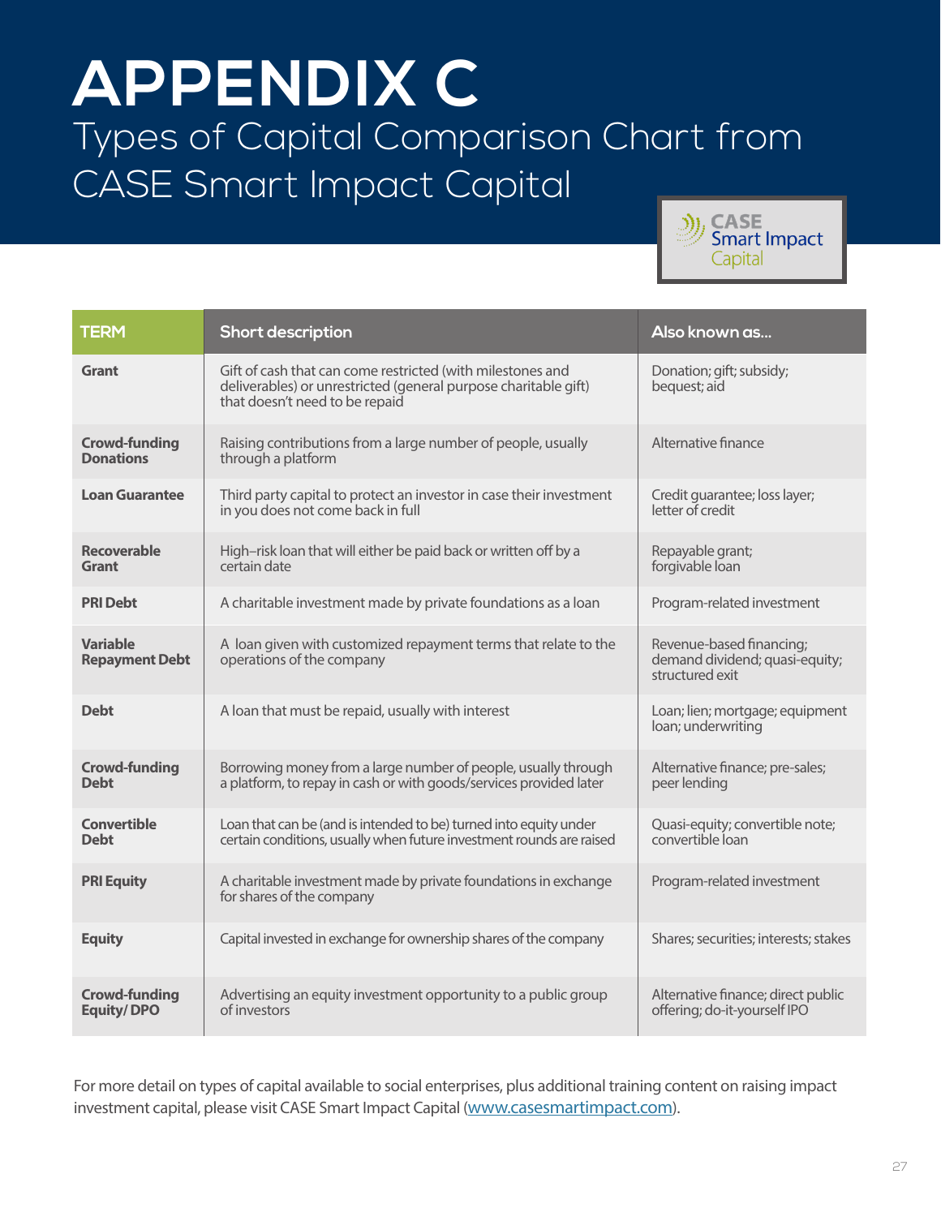# APPENDIX C

## Types of Capital Comparison Chart from CASE Smart Impact Capital

CASE Smart Impact Capital

| TERM | Short description | Also known as... |
|---|---|---|
| **Grant** | Gift of cash that can come restricted (with milestones and deliverables) or unrestricted (general purpose charitable gift) that doesn't need to be repaid | Donation; gift; subsidy; bequest; aid |
| **Crowd-funding Donations** | Raising contributions from a large number of people, usually through a platform | Alternative finance |
| **Loan Guarantee** | Third party capital to protect an investor in case their investment in you does not come back in full | Credit guarantee; loss layer; letter of credit |
| **Recoverable Grant** | High–risk loan that will either be paid back or written off by a certain date | Repayable grant; forgivable loan |
| **PRI Debt** | A charitable investment made by private foundations as a loan | Program-related investment |
| **Variable Repayment Debt** | A loan given with customized repayment terms that relate to the operations of the company | Revenue-based financing; demand dividend; quasi-equity; structured exit |
| **Debt** | A loan that must be repaid, usually with interest | Loan; lien; mortgage; equipment loan; underwriting |
| **Crowd-funding Debt** | Borrowing money from a large number of people, usually through a platform, to repay in cash or with goods/services provided later | Alternative finance; pre-sales; peer lending |
| **Convertible Debt** | Loan that can be (and is intended to be) turned into equity under certain conditions, usually when future investment rounds are raised | Quasi-equity; convertible note; convertible loan |
| **PRI Equity** | A charitable investment made by private foundations in exchange for shares of the company | Program-related investment |
| **Equity** | Capital invested in exchange for ownership shares of the company | Shares; securities; interests; stakes |
| **Crowd-funding Equity/ DPO** | Advertising an equity investment opportunity to a public group of investors | Alternative finance; direct public offering; do-it-yourself IPO |

For more detail on types of capital available to social enterprises, plus additional training content on raising impact investment capital, please visit CASE Smart Impact Capital (www.casesmartimpact.com).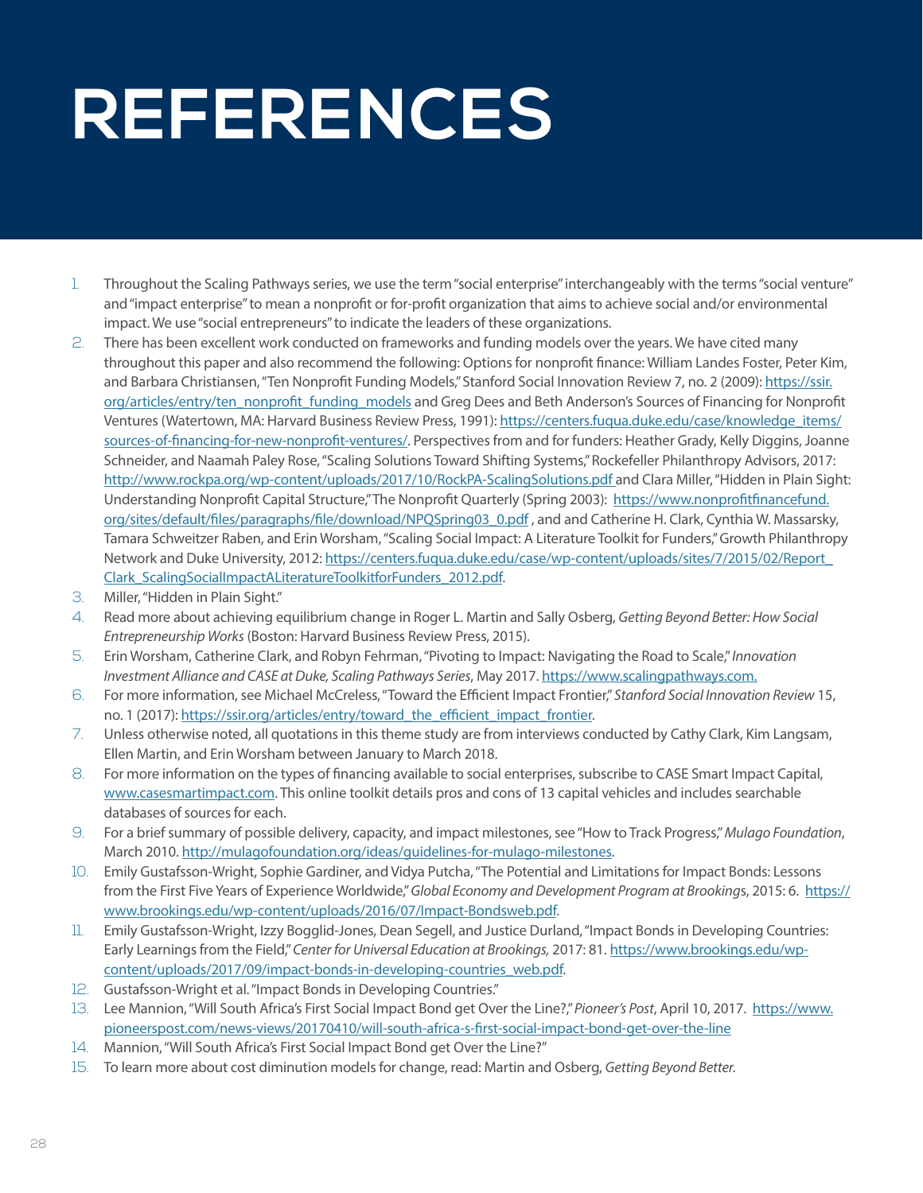# REFERENCES

1. Throughout the Scaling Pathways series, we use the term "social enterprise" interchangeably with the terms "social venture" and "impact enterprise" to mean a nonprofit or for-profit organization that aims to achieve social and/or environmental impact. We use "social entrepreneurs" to indicate the leaders of these organizations.
2. There has been excellent work conducted on frameworks and funding models over the years. We have cited many throughout this paper and also recommend the following: Options for nonprofit finance: William Landes Foster, Peter Kim, and Barbara Christiansen, "Ten Nonprofit Funding Models," Stanford Social Innovation Review 7, no. 2 (2009): https://ssir.org/articles/entry/ten_nonprofit_funding_models and Greg Dees and Beth Anderson's Sources of Financing for Nonprofit Ventures (Watertown, MA: Harvard Business Review Press, 1991): https://centers.fuqua.duke.edu/case/knowledge_items/sources-of-financing-for-new-nonprofit-ventures/. Perspectives from and for funders: Heather Grady, Kelly Diggins, Joanne Schneider, and Naamah Paley Rose, "Scaling Solutions Toward Shifting Systems," Rockefeller Philanthropy Advisors, 2017: http://www.rockpa.org/wp-content/uploads/2017/10/RockPA-ScalingSolutions.pdf and Clara Miller, "Hidden in Plain Sight: Understanding Nonprofit Capital Structure," The Nonprofit Quarterly (Spring 2003): https://www.nonprofitfinancefund.org/sites/default/files/paragraphs/file/download/NPQSpring03_0.pdf , and and Catherine H. Clark, Cynthia W. Massarsky, Tamara Schweitzer Raben, and Erin Worsham, "Scaling Social Impact: A Literature Toolkit for Funders," Growth Philanthropy Network and Duke University, 2012: https://centers.fuqua.duke.edu/case/wp-content/uploads/sites/7/2015/02/Report_Clark_ScalingSocialImpactALiteratureToolkitforFunders_2012.pdf.
3. Miller, "Hidden in Plain Sight."
4. Read more about achieving equilibrium change in Roger L. Martin and Sally Osberg, *Getting Beyond Better: How Social Entrepreneurship Works* (Boston: Harvard Business Review Press, 2015).
5. Erin Worsham, Catherine Clark, and Robyn Fehrman, "Pivoting to Impact: Navigating the Road to Scale," *Innovation Investment Alliance and CASE at Duke, Scaling Pathways Series*, May 2017. https://www.scalingpathways.com.
6. For more information, see Michael McCreless, "Toward the Efficient Impact Frontier," *Stanford Social Innovation Review* 15, no. 1 (2017): https://ssir.org/articles/entry/toward_the_efficient_impact_frontier.
7. Unless otherwise noted, all quotations in this theme study are from interviews conducted by Cathy Clark, Kim Langsam, Ellen Martin, and Erin Worsham between January to March 2018.
8. For more information on the types of financing available to social enterprises, subscribe to CASE Smart Impact Capital, www.casesmartimpact.com. This online toolkit details pros and cons of 13 capital vehicles and includes searchable databases of sources for each.
9. For a brief summary of possible delivery, capacity, and impact milestones, see "How to Track Progress," *Mulago Foundation*, March 2010. http://mulagofoundation.org/ideas/guidelines-for-mulago-milestones.
10. Emily Gustafsson-Wright, Sophie Gardiner, and Vidya Putcha, "The Potential and Limitations for Impact Bonds: Lessons from the First Five Years of Experience Worldwide," *Global Economy and Development Program at Brookings*, 2015: 6. https://www.brookings.edu/wp-content/uploads/2016/07/Impact-Bondsweb.pdf.
11. Emily Gustafsson-Wright, Izzy Bogglid-Jones, Dean Segell, and Justice Durland, "Impact Bonds in Developing Countries: Early Learnings from the Field," *Center for Universal Education at Brookings,* 2017: 81. https://www.brookings.edu/wp-content/uploads/2017/09/impact-bonds-in-developing-countries_web.pdf.
12. Gustafsson-Wright et al. "Impact Bonds in Developing Countries."
13. Lee Mannion, "Will South Africa's First Social Impact Bond get Over the Line?," *Pioneer's Post*, April 10, 2017. https://www.pioneerspost.com/news-views/20170410/will-south-africa-s-first-social-impact-bond-get-over-the-line
14. Mannion, "Will South Africa's First Social Impact Bond get Over the Line?"
15. To learn more about cost diminution models for change, read: Martin and Osberg, *Getting Beyond Better.*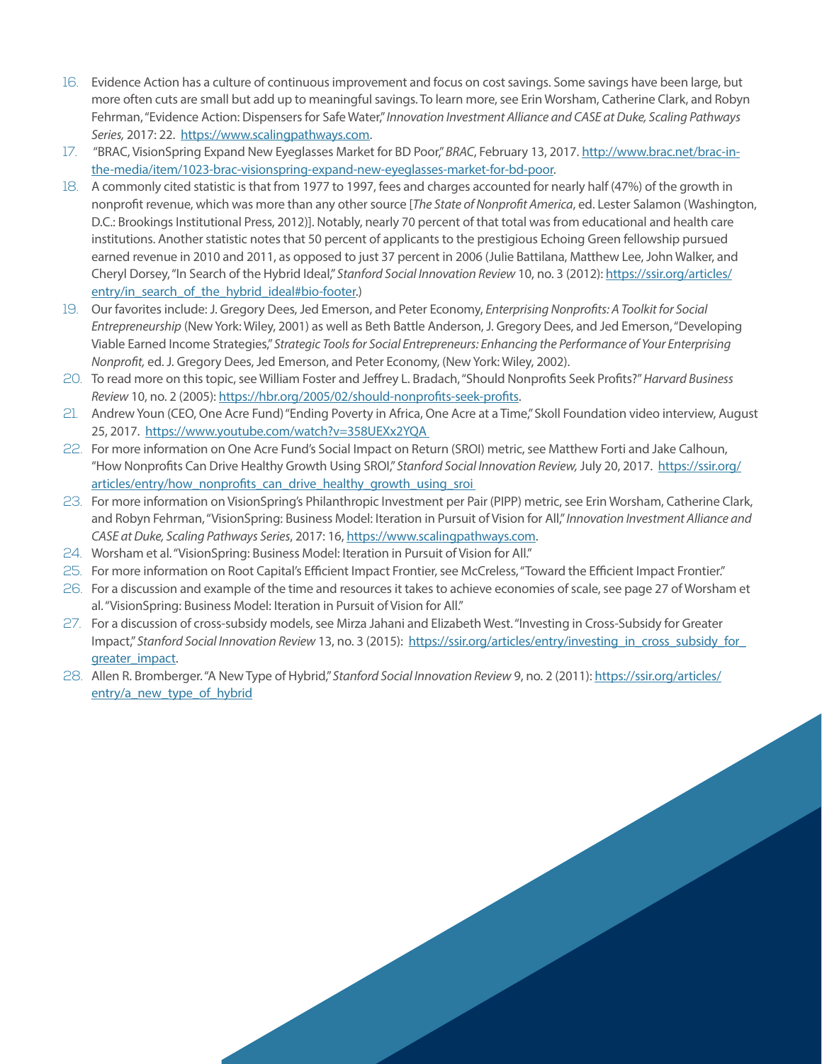16. Evidence Action has a culture of continuous improvement and focus on cost savings. Some savings have been large, but more often cuts are small but add up to meaningful savings. To learn more, see Erin Worsham, Catherine Clark, and Robyn Fehrman, "Evidence Action: Dispensers for Safe Water," *Innovation Investment Alliance and CASE at Duke, Scaling Pathways Series,* 2017: 22. https://www.scalingpathways.com.
17. "BRAC, VisionSpring Expand New Eyeglasses Market for BD Poor," *BRAC*, February 13, 2017. http://www.brac.net/brac-in-the-media/item/1023-brac-visionspring-expand-new-eyeglasses-market-for-bd-poor.
18. A commonly cited statistic is that from 1977 to 1997, fees and charges accounted for nearly half (47%) of the growth in nonprofit revenue, which was more than any other source [*The State of Nonprofit America*, ed. Lester Salamon (Washington, D.C.: Brookings Institutional Press, 2012)]. Notably, nearly 70 percent of that total was from educational and health care institutions. Another statistic notes that 50 percent of applicants to the prestigious Echoing Green fellowship pursued earned revenue in 2010 and 2011, as opposed to just 37 percent in 2006 (Julie Battilana, Matthew Lee, John Walker, and Cheryl Dorsey, "In Search of the Hybrid Ideal," *Stanford Social Innovation Review* 10, no. 3 (2012): https://ssir.org/articles/entry/in_search_of_the_hybrid_ideal#bio-footer.)
19. Our favorites include: J. Gregory Dees, Jed Emerson, and Peter Economy, *Enterprising Nonprofits: A Toolkit for Social Entrepreneurship* (New York: Wiley, 2001) as well as Beth Battle Anderson, J. Gregory Dees, and Jed Emerson, "Developing Viable Earned Income Strategies," *Strategic Tools for Social Entrepreneurs: Enhancing the Performance of Your Enterprising Nonprofit,* ed. J. Gregory Dees, Jed Emerson, and Peter Economy, (New York: Wiley, 2002).
20. To read more on this topic, see William Foster and Jeffrey L. Bradach, "Should Nonprofits Seek Profits?" *Harvard Business Review* 10, no. 2 (2005): https://hbr.org/2005/02/should-nonprofits-seek-profits.
21. Andrew Youn (CEO, One Acre Fund) "Ending Poverty in Africa, One Acre at a Time," Skoll Foundation video interview, August 25, 2017. https://www.youtube.com/watch?v=358UEXx2YQA
22. For more information on One Acre Fund's Social Impact on Return (SROI) metric, see Matthew Forti and Jake Calhoun, "How Nonprofits Can Drive Healthy Growth Using SROI," *Stanford Social Innovation Review,* July 20, 2017. https://ssir.org/articles/entry/how_nonprofits_can_drive_healthy_growth_using_sroi
23. For more information on VisionSpring's Philanthropic Investment per Pair (PIPP) metric, see Erin Worsham, Catherine Clark, and Robyn Fehrman, "VisionSpring: Business Model: Iteration in Pursuit of Vision for All," *Innovation Investment Alliance and CASE at Duke, Scaling Pathways Series*, 2017: 16, https://www.scalingpathways.com.
24. Worsham et al. "VisionSpring: Business Model: Iteration in Pursuit of Vision for All."
25. For more information on Root Capital's Efficient Impact Frontier, see McCreless, "Toward the Efficient Impact Frontier."
26. For a discussion and example of the time and resources it takes to achieve economies of scale, see page 27 of Worsham et al. "VisionSpring: Business Model: Iteration in Pursuit of Vision for All."
27. For a discussion of cross-subsidy models, see Mirza Jahani and Elizabeth West. "Investing in Cross-Subsidy for Greater Impact," *Stanford Social Innovation Review* 13, no. 3 (2015): https://ssir.org/articles/entry/investing_in_cross_subsidy_for_greater_impact.
28. Allen R. Bromberger. "A New Type of Hybrid," *Stanford Social Innovation Review* 9, no. 2 (2011): https://ssir.org/articles/entry/a_new_type_of_hybrid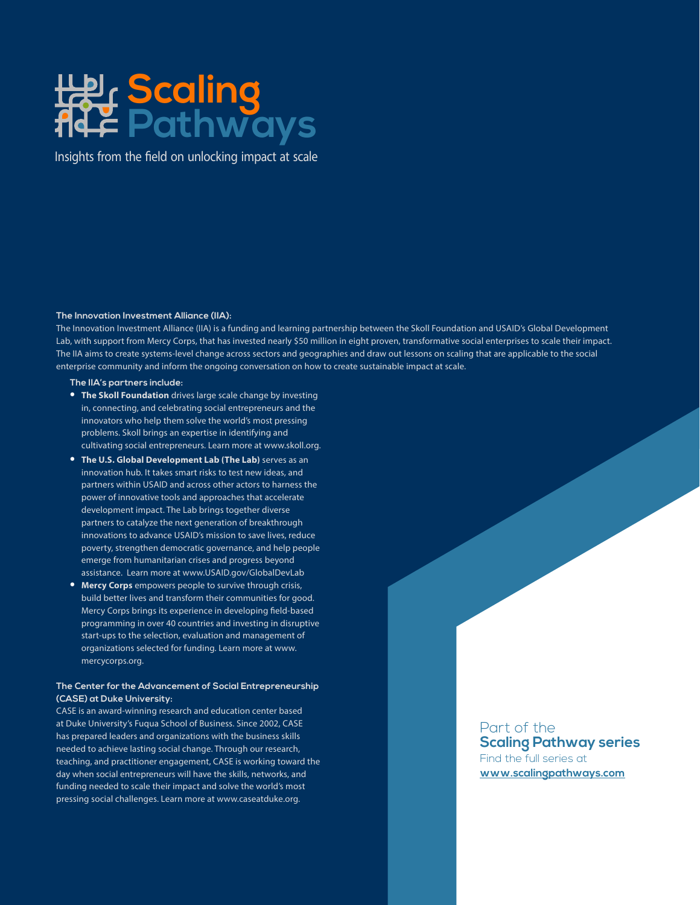# Scaling Pathways

Insights from the field on unlocking impact at scale

**The Innovation Investment Alliance (IIA):**

The Innovation Investment Alliance (IIA) is a funding and learning partnership between the Skoll Foundation and USAID's Global Development Lab, with support from Mercy Corps, that has invested nearly $50 million in eight proven, transformative social enterprises to scale their impact. The IIA aims to create systems-level change across sectors and geographies and draw out lessons on scaling that are applicable to the social enterprise community and inform the ongoing conversation on how to create sustainable impact at scale.

**The IIA's partners include:**

- **The Skoll Foundation** drives large scale change by investing in, connecting, and celebrating social entrepreneurs and the innovators who help them solve the world's most pressing problems. Skoll brings an expertise in identifying and cultivating social entrepreneurs. Learn more at www.skoll.org.
- **The U.S. Global Development Lab (The Lab)** serves as an innovation hub. It takes smart risks to test new ideas, and partners within USAID and across other actors to harness the power of innovative tools and approaches that accelerate development impact. The Lab brings together diverse partners to catalyze the next generation of breakthrough innovations to advance USAID's mission to save lives, reduce poverty, strengthen democratic governance, and help people emerge from humanitarian crises and progress beyond assistance. Learn more at www.USAID.gov/GlobalDevLab
- **Mercy Corps** empowers people to survive through crisis, build better lives and transform their communities for good. Mercy Corps brings its experience in developing field-based programming in over 40 countries and investing in disruptive start-ups to the selection, evaluation and management of organizations selected for funding. Learn more at www.mercycorps.org.

**The Center for the Advancement of Social Entrepreneurship (CASE) at Duke University:**

CASE is an award-winning research and education center based at Duke University's Fuqua School of Business. Since 2002, CASE has prepared leaders and organizations with the business skills needed to achieve lasting social change. Through our research, teaching, and practitioner engagement, CASE is working toward the day when social entrepreneurs will have the skills, networks, and funding needed to scale their impact and solve the world's most pressing social challenges. Learn more at www.caseatduke.org.

Part of the
**Scaling Pathway series**
Find the full series at
**www.scalingpathways.com**